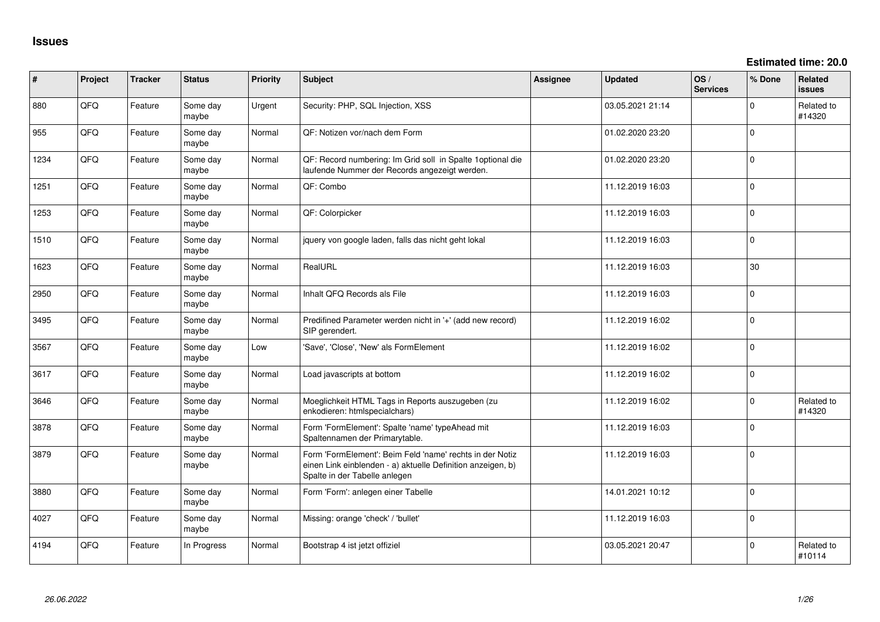# Issues

**Estimated time: 20.0**

| # | Project | Tracker | Status | Priority | Subject | Assignee | Updated | OS / Services | % Done | Related issues |
|---|---|---|---|---|---|---|---|---|---|---|
| 880 | QFQ | Feature | Some day maybe | Urgent | Security: PHP, SQL Injection, XSS | | 03.05.2021 21:14 | | 0 | Related to #14320 |
| 955 | QFQ | Feature | Some day maybe | Normal | QF: Notizen vor/nach dem Form | | 01.02.2020 23:20 | | 0 | |
| 1234 | QFQ | Feature | Some day maybe | Normal | QF: Record numbering: Im Grid soll in Spalte 1optional die laufende Nummer der Records angezeigt werden. | | 01.02.2020 23:20 | | 0 | |
| 1251 | QFQ | Feature | Some day maybe | Normal | QF: Combo | | 11.12.2019 16:03 | | 0 | |
| 1253 | QFQ | Feature | Some day maybe | Normal | QF: Colorpicker | | 11.12.2019 16:03 | | 0 | |
| 1510 | QFQ | Feature | Some day maybe | Normal | jquery von google laden, falls das nicht geht lokal | | 11.12.2019 16:03 | | 0 | |
| 1623 | QFQ | Feature | Some day maybe | Normal | RealURL | | 11.12.2019 16:03 | | 30 | |
| 2950 | QFQ | Feature | Some day maybe | Normal | Inhalt QFQ Records als File | | 11.12.2019 16:03 | | 0 | |
| 3495 | QFQ | Feature | Some day maybe | Normal | Predifined Parameter werden nicht in '+' (add new record) SIP gerendert. | | 11.12.2019 16:02 | | 0 | |
| 3567 | QFQ | Feature | Some day maybe | Low | 'Save', 'Close', 'New' als FormElement | | 11.12.2019 16:02 | | 0 | |
| 3617 | QFQ | Feature | Some day maybe | Normal | Load javascripts at bottom | | 11.12.2019 16:02 | | 0 | |
| 3646 | QFQ | Feature | Some day maybe | Normal | Moeglichkeit HTML Tags in Reports auszugeben (zu enkodieren: htmlspecialchars) | | 11.12.2019 16:02 | | 0 | Related to #14320 |
| 3878 | QFQ | Feature | Some day maybe | Normal | Form 'FormElement': Spalte 'name' typeAhead mit Spaltennamen der Primarytable. | | 11.12.2019 16:03 | | 0 | |
| 3879 | QFQ | Feature | Some day maybe | Normal | Form 'FormElement': Beim Feld 'name' rechts in der Notiz einen Link einblenden - a) aktuelle Definition anzeigen, b) Spalte in der Tabelle anlegen | | 11.12.2019 16:03 | | 0 | |
| 3880 | QFQ | Feature | Some day maybe | Normal | Form 'Form': anlegen einer Tabelle | | 14.01.2021 10:12 | | 0 | |
| 4027 | QFQ | Feature | Some day maybe | Normal | Missing: orange 'check' / 'bullet' | | 11.12.2019 16:03 | | 0 | |
| 4194 | QFQ | Feature | In Progress | Normal | Bootstrap 4 ist jetzt offiziel | | 03.05.2021 20:47 | | 0 | Related to #10114 |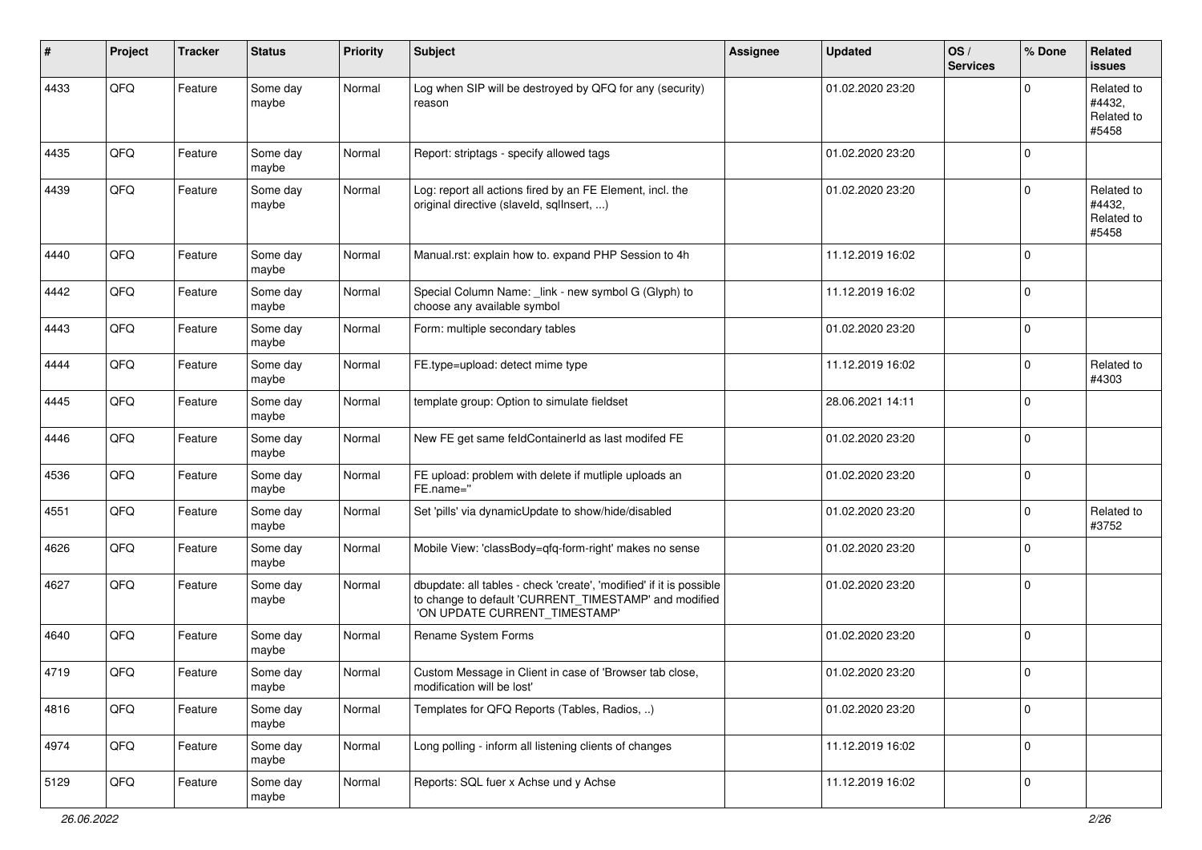| # | Project | Tracker | Status | Priority | Subject | Assignee | Updated | OS / Services | % Done | Related issues |
|---|---|---|---|---|---|---|---|---|---|---|
| 4433 | QFQ | Feature | Some day maybe | Normal | Log when SIP will be destroyed by QFQ for any (security) reason | | 01.02.2020 23:20 | | 0 | Related to #4432, Related to #5458 |
| 4435 | QFQ | Feature | Some day maybe | Normal | Report: striptags - specify allowed tags | | 01.02.2020 23:20 | | 0 | |
| 4439 | QFQ | Feature | Some day maybe | Normal | Log: report all actions fired by an FE Element, incl. the original directive (slaveId, sqlInsert, ...) | | 01.02.2020 23:20 | | 0 | Related to #4432, Related to #5458 |
| 4440 | QFQ | Feature | Some day maybe | Normal | Manual.rst: explain how to. expand PHP Session to 4h | | 11.12.2019 16:02 | | 0 | |
| 4442 | QFQ | Feature | Some day maybe | Normal | Special Column Name: _link - new symbol G (Glyph) to choose any available symbol | | 11.12.2019 16:02 | | 0 | |
| 4443 | QFQ | Feature | Some day maybe | Normal | Form: multiple secondary tables | | 01.02.2020 23:20 | | 0 | |
| 4444 | QFQ | Feature | Some day maybe | Normal | FE.type=upload: detect mime type | | 11.12.2019 16:02 | | 0 | Related to #4303 |
| 4445 | QFQ | Feature | Some day maybe | Normal | template group: Option to simulate fieldset | | 28.06.2021 14:11 | | 0 | |
| 4446 | QFQ | Feature | Some day maybe | Normal | New FE get same feldContainerId as last modifed FE | | 01.02.2020 23:20 | | 0 | |
| 4536 | QFQ | Feature | Some day maybe | Normal | FE upload: problem with delete if mutliple uploads an FE.name='' | | 01.02.2020 23:20 | | 0 | |
| 4551 | QFQ | Feature | Some day maybe | Normal | Set 'pills' via dynamicUpdate to show/hide/disabled | | 01.02.2020 23:20 | | 0 | Related to #3752 |
| 4626 | QFQ | Feature | Some day maybe | Normal | Mobile View: 'classBody=qfq-form-right' makes no sense | | 01.02.2020 23:20 | | 0 | |
| 4627 | QFQ | Feature | Some day maybe | Normal | dbupdate: all tables - check 'create', 'modified' if it is possible to change to default 'CURRENT_TIMESTAMP' and modified 'ON UPDATE CURRENT_TIMESTAMP' | | 01.02.2020 23:20 | | 0 | |
| 4640 | QFQ | Feature | Some day maybe | Normal | Rename System Forms | | 01.02.2020 23:20 | | 0 | |
| 4719 | QFQ | Feature | Some day maybe | Normal | Custom Message in Client in case of 'Browser tab close, modification will be lost' | | 01.02.2020 23:20 | | 0 | |
| 4816 | QFQ | Feature | Some day maybe | Normal | Templates for QFQ Reports (Tables, Radios, ..) | | 01.02.2020 23:20 | | 0 | |
| 4974 | QFQ | Feature | Some day maybe | Normal | Long polling - inform all listening clients of changes | | 11.12.2019 16:02 | | 0 | |
| 5129 | QFQ | Feature | Some day maybe | Normal | Reports: SQL fuer x Achse und y Achse | | 11.12.2019 16:02 | | 0 | |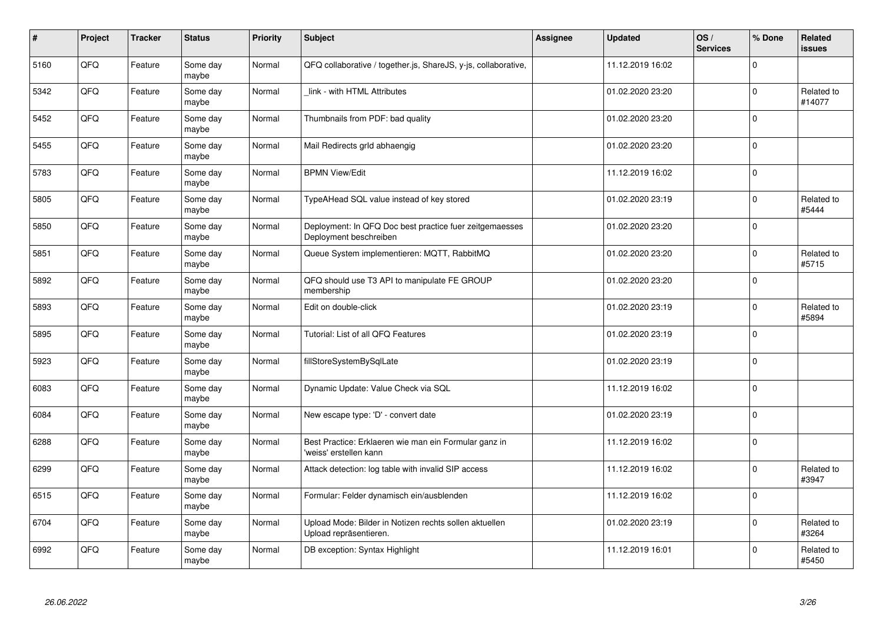| # | Project | Tracker | Status | Priority | Subject | Assignee | Updated | OS / Services | % Done | Related issues |
|---|---|---|---|---|---|---|---|---|---|---|
| 5160 | QFQ | Feature | Some day maybe | Normal | QFQ collaborative / together.js, ShareJS, y-js, collaborative, | | 11.12.2019 16:02 | | 0 | |
| 5342 | QFQ | Feature | Some day maybe | Normal | _link - with HTML Attributes | | 01.02.2020 23:20 | | 0 | Related to #14077 |
| 5452 | QFQ | Feature | Some day maybe | Normal | Thumbnails from PDF: bad quality | | 01.02.2020 23:20 | | 0 | |
| 5455 | QFQ | Feature | Some day maybe | Normal | Mail Redirects grId abhaengig | | 01.02.2020 23:20 | | 0 | |
| 5783 | QFQ | Feature | Some day maybe | Normal | BPMN View/Edit | | 11.12.2019 16:02 | | 0 | |
| 5805 | QFQ | Feature | Some day maybe | Normal | TypeAHead SQL value instead of key stored | | 01.02.2020 23:19 | | 0 | Related to #5444 |
| 5850 | QFQ | Feature | Some day maybe | Normal | Deployment: In QFQ Doc best practice fuer zeitgemaesses Deployment beschreiben | | 01.02.2020 23:20 | | 0 | |
| 5851 | QFQ | Feature | Some day maybe | Normal | Queue System implementieren: MQTT, RabbitMQ | | 01.02.2020 23:20 | | 0 | Related to #5715 |
| 5892 | QFQ | Feature | Some day maybe | Normal | QFQ should use T3 API to manipulate FE GROUP membership | | 01.02.2020 23:20 | | 0 | |
| 5893 | QFQ | Feature | Some day maybe | Normal | Edit on double-click | | 01.02.2020 23:19 | | 0 | Related to #5894 |
| 5895 | QFQ | Feature | Some day maybe | Normal | Tutorial: List of all QFQ Features | | 01.02.2020 23:19 | | 0 | |
| 5923 | QFQ | Feature | Some day maybe | Normal | fillStoreSystemBySqlLate | | 01.02.2020 23:19 | | 0 | |
| 6083 | QFQ | Feature | Some day maybe | Normal | Dynamic Update: Value Check via SQL | | 11.12.2019 16:02 | | 0 | |
| 6084 | QFQ | Feature | Some day maybe | Normal | New escape type: 'D' - convert date | | 01.02.2020 23:19 | | 0 | |
| 6288 | QFQ | Feature | Some day maybe | Normal | Best Practice: Erklaeren wie man ein Formular ganz in 'weiss' erstellen kann | | 11.12.2019 16:02 | | 0 | |
| 6299 | QFQ | Feature | Some day maybe | Normal | Attack detection: log table with invalid SIP access | | 11.12.2019 16:02 | | 0 | Related to #3947 |
| 6515 | QFQ | Feature | Some day maybe | Normal | Formular: Felder dynamisch ein/ausblenden | | 11.12.2019 16:02 | | 0 | |
| 6704 | QFQ | Feature | Some day maybe | Normal | Upload Mode: Bilder in Notizen rechts sollen aktuellen Upload repräsentieren. | | 01.02.2020 23:19 | | 0 | Related to #3264 |
| 6992 | QFQ | Feature | Some day maybe | Normal | DB exception: Syntax Highlight | | 11.12.2019 16:01 | | 0 | Related to #5450 |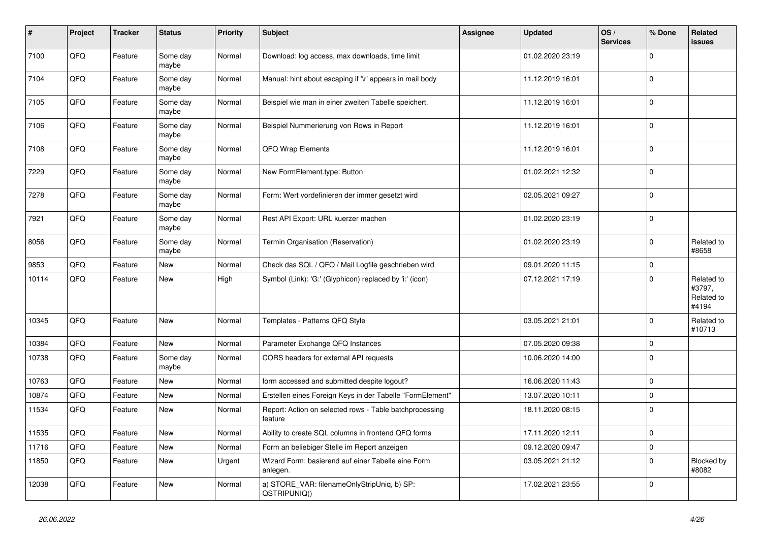| # | Project | Tracker | Status | Priority | Subject | Assignee | Updated | OS / Services | % Done | Related issues |
|---|---|---|---|---|---|---|---|---|---|---|
| 7100 | QFQ | Feature | Some day maybe | Normal | Download: log access, max downloads, time limit | | 01.02.2020 23:19 | | 0 | |
| 7104 | QFQ | Feature | Some day maybe | Normal | Manual: hint about escaping if '\r' appears in mail body | | 11.12.2019 16:01 | | 0 | |
| 7105 | QFQ | Feature | Some day maybe | Normal | Beispiel wie man in einer zweiten Tabelle speichert. | | 11.12.2019 16:01 | | 0 | |
| 7106 | QFQ | Feature | Some day maybe | Normal | Beispiel Nummerierung von Rows in Report | | 11.12.2019 16:01 | | 0 | |
| 7108 | QFQ | Feature | Some day maybe | Normal | QFQ Wrap Elements | | 11.12.2019 16:01 | | 0 | |
| 7229 | QFQ | Feature | Some day maybe | Normal | New FormElement.type: Button | | 01.02.2021 12:32 | | 0 | |
| 7278 | QFQ | Feature | Some day maybe | Normal | Form: Wert vordefinieren der immer gesetzt wird | | 02.05.2021 09:27 | | 0 | |
| 7921 | QFQ | Feature | Some day maybe | Normal | Rest API Export: URL kuerzer machen | | 01.02.2020 23:19 | | 0 | |
| 8056 | QFQ | Feature | Some day maybe | Normal | Termin Organisation (Reservation) | | 01.02.2020 23:19 | | 0 | Related to #8658 |
| 9853 | QFQ | Feature | New | Normal | Check das SQL / QFQ / Mail Logfile geschrieben wird | | 09.01.2020 11:15 | | 0 | |
| 10114 | QFQ | Feature | New | High | Symbol (Link): 'G:' (Glyphicon) replaced by 'i:' (icon) | | 07.12.2021 17:19 | | 0 | Related to #3797, Related to #4194 |
| 10345 | QFQ | Feature | New | Normal | Templates - Patterns QFQ Style | | 03.05.2021 21:01 | | 0 | Related to #10713 |
| 10384 | QFQ | Feature | New | Normal | Parameter Exchange QFQ Instances | | 07.05.2020 09:38 | | 0 | |
| 10738 | QFQ | Feature | Some day maybe | Normal | CORS headers for external API requests | | 10.06.2020 14:00 | | 0 | |
| 10763 | QFQ | Feature | New | Normal | form accessed and submitted despite logout? | | 16.06.2020 11:43 | | 0 | |
| 10874 | QFQ | Feature | New | Normal | Erstellen eines Foreign Keys in der Tabelle "FormElement" | | 13.07.2020 10:11 | | 0 | |
| 11534 | QFQ | Feature | New | Normal | Report: Action on selected rows - Table batchprocessing feature | | 18.11.2020 08:15 | | 0 | |
| 11535 | QFQ | Feature | New | Normal | Ability to create SQL columns in frontend QFQ forms | | 17.11.2020 12:11 | | 0 | |
| 11716 | QFQ | Feature | New | Normal | Form an beliebiger Stelle im Report anzeigen | | 09.12.2020 09:47 | | 0 | |
| 11850 | QFQ | Feature | New | Urgent | Wizard Form: basierend auf einer Tabelle eine Form anlegen. | | 03.05.2021 21:12 | | 0 | Blocked by #8082 |
| 12038 | QFQ | Feature | New | Normal | a) STORE_VAR: filenameOnlyStripUniq, b) SP: QSTRIPUNIQ() | | 17.02.2021 23:55 | | 0 | |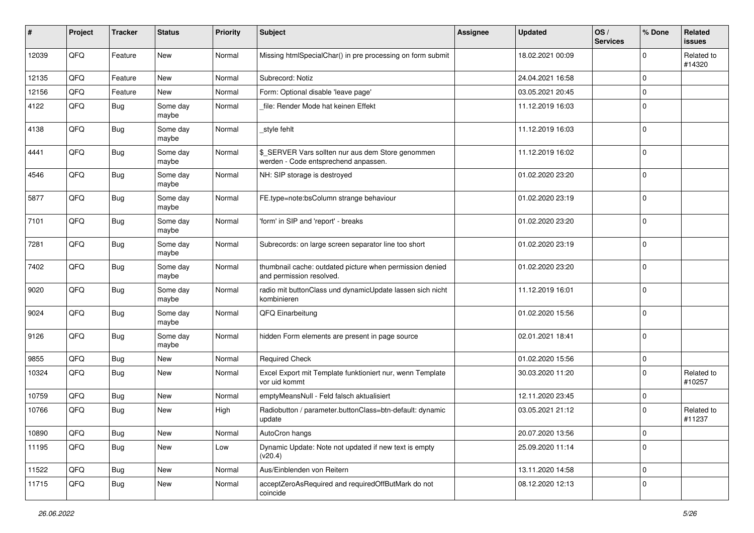| # | Project | Tracker | Status | Priority | Subject | Assignee | Updated | OS / Services | % Done | Related issues |
|---|---|---|---|---|---|---|---|---|---|---|
| 12039 | QFQ | Feature | New | Normal | Missing htmlSpecialChar() in pre processing on form submit | | 18.02.2021 00:09 | | 0 | Related to #14320 |
| 12135 | QFQ | Feature | New | Normal | Subrecord: Notiz | | 24.04.2021 16:58 | | 0 | |
| 12156 | QFQ | Feature | New | Normal | Form: Optional disable 'leave page' | | 03.05.2021 20:45 | | 0 | |
| 4122 | QFQ | Bug | Some day maybe | Normal | _file: Render Mode hat keinen Effekt | | 11.12.2019 16:03 | | 0 | |
| 4138 | QFQ | Bug | Some day maybe | Normal | _style fehlt | | 11.12.2019 16:03 | | 0 | |
| 4441 | QFQ | Bug | Some day maybe | Normal | $_SERVER Vars sollten nur aus dem Store genommen werden - Code entsprechend anpassen. | | 11.12.2019 16:02 | | 0 | |
| 4546 | QFQ | Bug | Some day maybe | Normal | NH: SIP storage is destroyed | | 01.02.2020 23:20 | | 0 | |
| 5877 | QFQ | Bug | Some day maybe | Normal | FE.type=note:bsColumn strange behaviour | | 01.02.2020 23:19 | | 0 | |
| 7101 | QFQ | Bug | Some day maybe | Normal | 'form' in SIP and 'report' - breaks | | 01.02.2020 23:20 | | 0 | |
| 7281 | QFQ | Bug | Some day maybe | Normal | Subrecords: on large screen separator line too short | | 01.02.2020 23:19 | | 0 | |
| 7402 | QFQ | Bug | Some day maybe | Normal | thumbnail cache: outdated picture when permission denied and permission resolved. | | 01.02.2020 23:20 | | 0 | |
| 9020 | QFQ | Bug | Some day maybe | Normal | radio mit buttonClass und dynamicUpdate lassen sich nicht kombinieren | | 11.12.2019 16:01 | | 0 | |
| 9024 | QFQ | Bug | Some day maybe | Normal | QFQ Einarbeitung | | 01.02.2020 15:56 | | 0 | |
| 9126 | QFQ | Bug | Some day maybe | Normal | hidden Form elements are present in page source | | 02.01.2021 18:41 | | 0 | |
| 9855 | QFQ | Bug | New | Normal | Required Check | | 01.02.2020 15:56 | | 0 | |
| 10324 | QFQ | Bug | New | Normal | Excel Export mit Template funktioniert nur, wenn Template vor uid kommt | | 30.03.2020 11:20 | | 0 | Related to #10257 |
| 10759 | QFQ | Bug | New | Normal | emptyMeansNull - Feld falsch aktualisiert | | 12.11.2020 23:45 | | 0 | |
| 10766 | QFQ | Bug | New | High | Radiobutton / parameter.buttonClass=btn-default: dynamic update | | 03.05.2021 21:12 | | 0 | Related to #11237 |
| 10890 | QFQ | Bug | New | Normal | AutoCron hangs | | 20.07.2020 13:56 | | 0 | |
| 11195 | QFQ | Bug | New | Low | Dynamic Update: Note not updated if new text is empty (v20.4) | | 25.09.2020 11:14 | | 0 | |
| 11522 | QFQ | Bug | New | Normal | Aus/Einblenden von Reitern | | 13.11.2020 14:58 | | 0 | |
| 11715 | QFQ | Bug | New | Normal | acceptZeroAsRequired and requiredOffButMark do not coincide | | 08.12.2020 12:13 | | 0 | |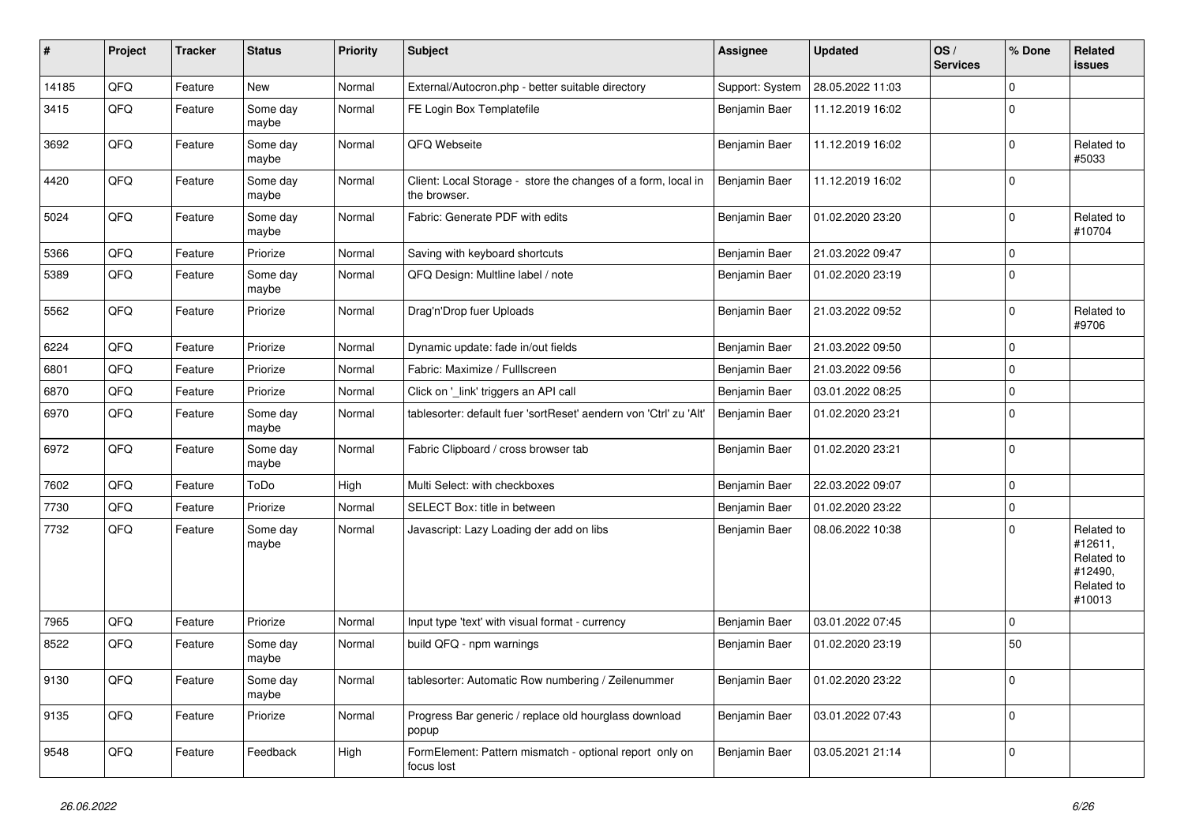| # | Project | Tracker | Status | Priority | Subject | Assignee | Updated | OS / Services | % Done | Related issues |
|---|---|---|---|---|---|---|---|---|---|---|
| 14185 | QFQ | Feature | New | Normal | External/Autocron.php - better suitable directory | Support: System | 28.05.2022 11:03 | | 0 | |
| 3415 | QFQ | Feature | Some day maybe | Normal | FE Login Box Templatefile | Benjamin Baer | 11.12.2019 16:02 | | 0 | |
| 3692 | QFQ | Feature | Some day maybe | Normal | QFQ Webseite | Benjamin Baer | 11.12.2019 16:02 | | 0 | Related to #5033 |
| 4420 | QFQ | Feature | Some day maybe | Normal | Client: Local Storage - store the changes of a form, local in the browser. | Benjamin Baer | 11.12.2019 16:02 | | 0 | |
| 5024 | QFQ | Feature | Some day maybe | Normal | Fabric: Generate PDF with edits | Benjamin Baer | 01.02.2020 23:20 | | 0 | Related to #10704 |
| 5366 | QFQ | Feature | Priorize | Normal | Saving with keyboard shortcuts | Benjamin Baer | 21.03.2022 09:47 | | 0 | |
| 5389 | QFQ | Feature | Some day maybe | Normal | QFQ Design: Multline label / note | Benjamin Baer | 01.02.2020 23:19 | | 0 | |
| 5562 | QFQ | Feature | Priorize | Normal | Drag'n'Drop fuer Uploads | Benjamin Baer | 21.03.2022 09:52 | | 0 | Related to #9706 |
| 6224 | QFQ | Feature | Priorize | Normal | Dynamic update: fade in/out fields | Benjamin Baer | 21.03.2022 09:50 | | 0 | |
| 6801 | QFQ | Feature | Priorize | Normal | Fabric: Maximize / Fulllscreen | Benjamin Baer | 21.03.2022 09:56 | | 0 | |
| 6870 | QFQ | Feature | Priorize | Normal | Click on '_link' triggers an API call | Benjamin Baer | 03.01.2022 08:25 | | 0 | |
| 6970 | QFQ | Feature | Some day maybe | Normal | tablesorter: default fuer 'sortReset' aendern von 'Ctrl' zu 'Alt' | Benjamin Baer | 01.02.2020 23:21 | | 0 | |
| 6972 | QFQ | Feature | Some day maybe | Normal | Fabric Clipboard / cross browser tab | Benjamin Baer | 01.02.2020 23:21 | | 0 | |
| 7602 | QFQ | Feature | ToDo | High | Multi Select: with checkboxes | Benjamin Baer | 22.03.2022 09:07 | | 0 | |
| 7730 | QFQ | Feature | Priorize | Normal | SELECT Box: title in between | Benjamin Baer | 01.02.2020 23:22 | | 0 | |
| 7732 | QFQ | Feature | Some day maybe | Normal | Javascript: Lazy Loading der add on libs | Benjamin Baer | 08.06.2022 10:38 | | 0 | Related to #12611, Related to #12490, Related to #10013 |
| 7965 | QFQ | Feature | Priorize | Normal | Input type 'text' with visual format - currency | Benjamin Baer | 03.01.2022 07:45 | | 0 | |
| 8522 | QFQ | Feature | Some day maybe | Normal | build QFQ - npm warnings | Benjamin Baer | 01.02.2020 23:19 | | 50 | |
| 9130 | QFQ | Feature | Some day maybe | Normal | tablesorter: Automatic Row numbering / Zeilenummer | Benjamin Baer | 01.02.2020 23:22 | | 0 | |
| 9135 | QFQ | Feature | Priorize | Normal | Progress Bar generic / replace old hourglass download popup | Benjamin Baer | 03.01.2022 07:43 | | 0 | |
| 9548 | QFQ | Feature | Feedback | High | FormElement: Pattern mismatch - optional report only on focus lost | Benjamin Baer | 03.05.2021 21:14 | | 0 | |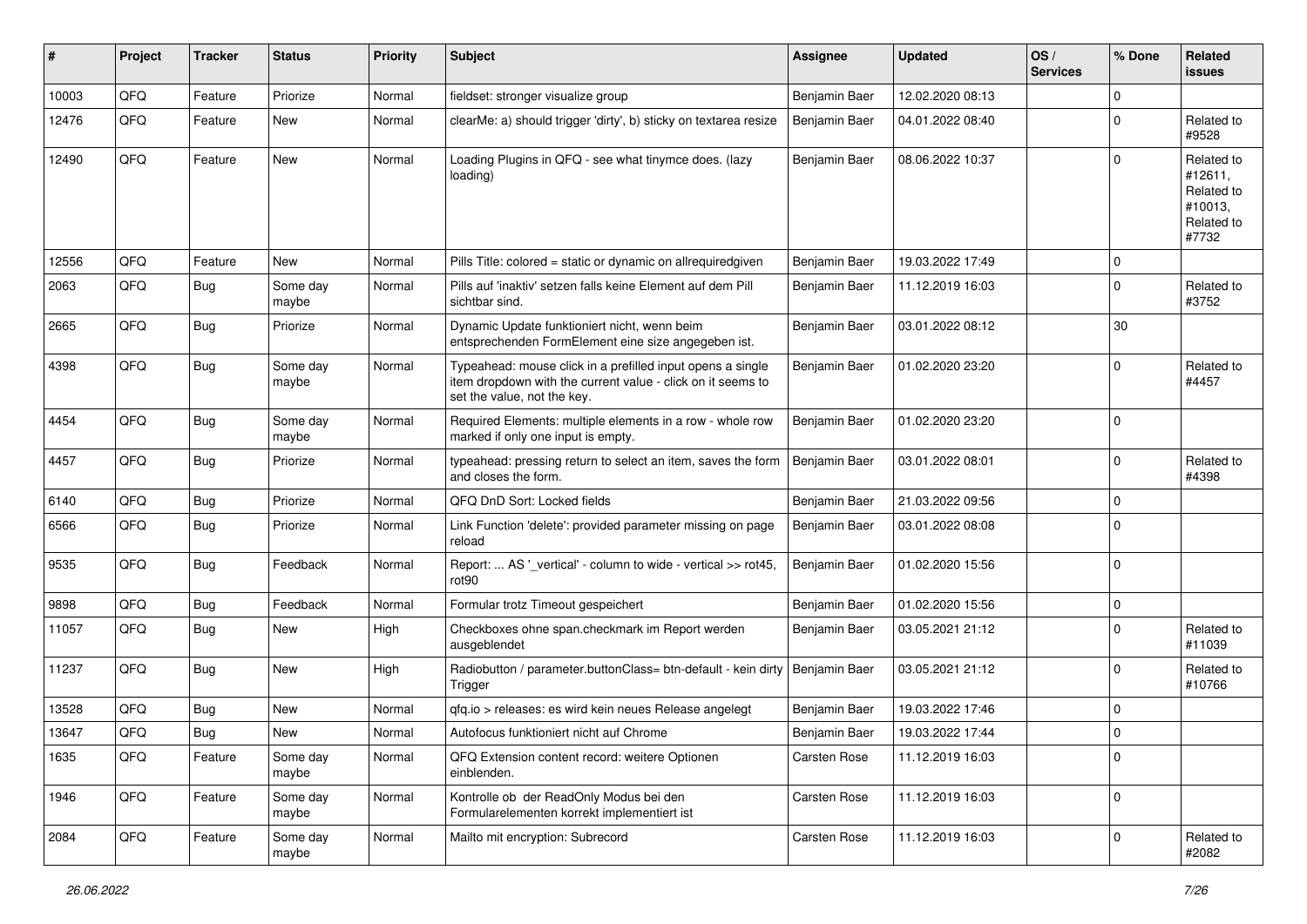| # | Project | Tracker | Status | Priority | Subject | Assignee | Updated | OS / Services | % Done | Related issues |
|---|---|---|---|---|---|---|---|---|---|---|
| 10003 | QFQ | Feature | Priorize | Normal | fieldset: stronger visualize group | Benjamin Baer | 12.02.2020 08:13 | | 0 | |
| 12476 | QFQ | Feature | New | Normal | clearMe: a) should trigger 'dirty', b) sticky on textarea resize | Benjamin Baer | 04.01.2022 08:40 | | 0 | Related to #9528 |
| 12490 | QFQ | Feature | New | Normal | Loading Plugins in QFQ - see what tinymce does. (lazy loading) | Benjamin Baer | 08.06.2022 10:37 | | 0 | Related to #12611, Related to #10013, Related to #7732 |
| 12556 | QFQ | Feature | New | Normal | Pills Title: colored = static or dynamic on allrequiredgiven | Benjamin Baer | 19.03.2022 17:49 | | 0 | |
| 2063 | QFQ | Bug | Some day maybe | Normal | Pills auf 'inaktiv' setzen falls keine Element auf dem Pill sichtbar sind. | Benjamin Baer | 11.12.2019 16:03 | | 0 | Related to #3752 |
| 2665 | QFQ | Bug | Priorize | Normal | Dynamic Update funktioniert nicht, wenn beim entsprechenden FormElement eine size angegeben ist. | Benjamin Baer | 03.01.2022 08:12 | | 30 | |
| 4398 | QFQ | Bug | Some day maybe | Normal | Typeahead: mouse click in a prefilled input opens a single item dropdown with the current value - click on it seems to set the value, not the key. | Benjamin Baer | 01.02.2020 23:20 | | 0 | Related to #4457 |
| 4454 | QFQ | Bug | Some day maybe | Normal | Required Elements: multiple elements in a row - whole row marked if only one input is empty. | Benjamin Baer | 01.02.2020 23:20 | | 0 | |
| 4457 | QFQ | Bug | Priorize | Normal | typeahead: pressing return to select an item, saves the form and closes the form. | Benjamin Baer | 03.01.2022 08:01 | | 0 | Related to #4398 |
| 6140 | QFQ | Bug | Priorize | Normal | QFQ DnD Sort: Locked fields | Benjamin Baer | 21.03.2022 09:56 | | 0 | |
| 6566 | QFQ | Bug | Priorize | Normal | Link Function 'delete': provided parameter missing on page reload | Benjamin Baer | 03.01.2022 08:08 | | 0 | |
| 9535 | QFQ | Bug | Feedback | Normal | Report: ... AS '_vertical' - column to wide - vertical >> rot45, rot90 | Benjamin Baer | 01.02.2020 15:56 | | 0 | |
| 9898 | QFQ | Bug | Feedback | Normal | Formular trotz Timeout gespeichert | Benjamin Baer | 01.02.2020 15:56 | | 0 | |
| 11057 | QFQ | Bug | New | High | Checkboxes ohne span.checkmark im Report werden ausgeblendet | Benjamin Baer | 03.05.2021 21:12 | | 0 | Related to #11039 |
| 11237 | QFQ | Bug | New | High | Radiobutton / parameter.buttonClass= btn-default - kein dirty Trigger | Benjamin Baer | 03.05.2021 21:12 | | 0 | Related to #10766 |
| 13528 | QFQ | Bug | New | Normal | qfq.io > releases: es wird kein neues Release angelegt | Benjamin Baer | 19.03.2022 17:46 | | 0 | |
| 13647 | QFQ | Bug | New | Normal | Autofocus funktioniert nicht auf Chrome | Benjamin Baer | 19.03.2022 17:44 | | 0 | |
| 1635 | QFQ | Feature | Some day maybe | Normal | QFQ Extension content record: weitere Optionen einblenden. | Carsten Rose | 11.12.2019 16:03 | | 0 | |
| 1946 | QFQ | Feature | Some day maybe | Normal | Kontrolle ob der ReadOnly Modus bei den Formularelementen korrekt implementiert ist | Carsten Rose | 11.12.2019 16:03 | | 0 | |
| 2084 | QFQ | Feature | Some day maybe | Normal | Mailto mit encryption: Subrecord | Carsten Rose | 11.12.2019 16:03 | | 0 | Related to #2082 |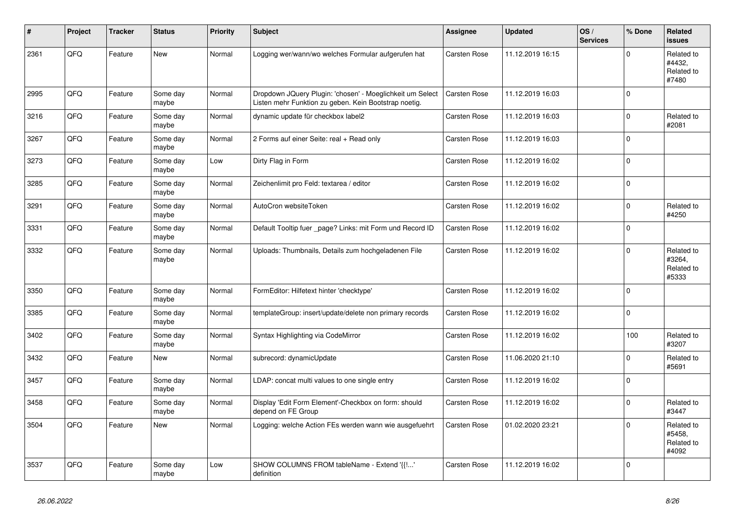| # | Project | Tracker | Status | Priority | Subject | Assignee | Updated | OS / Services | % Done | Related issues |
|---|---|---|---|---|---|---|---|---|---|---|
| 2361 | QFQ | Feature | New | Normal | Logging wer/wann/wo welches Formular aufgerufen hat | Carsten Rose | 11.12.2019 16:15 | | 0 | Related to #4432, Related to #7480 |
| 2995 | QFQ | Feature | Some day maybe | Normal | Dropdown JQuery Plugin: 'chosen' - Moeglichkeit um Select Listen mehr Funktion zu geben. Kein Bootstrap noetig. | Carsten Rose | 11.12.2019 16:03 | | 0 | |
| 3216 | QFQ | Feature | Some day maybe | Normal | dynamic update für checkbox label2 | Carsten Rose | 11.12.2019 16:03 | | 0 | Related to #2081 |
| 3267 | QFQ | Feature | Some day maybe | Normal | 2 Forms auf einer Seite: real + Read only | Carsten Rose | 11.12.2019 16:03 | | 0 | |
| 3273 | QFQ | Feature | Some day maybe | Low | Dirty Flag in Form | Carsten Rose | 11.12.2019 16:02 | | 0 | |
| 3285 | QFQ | Feature | Some day maybe | Normal | Zeichenlimit pro Feld: textarea / editor | Carsten Rose | 11.12.2019 16:02 | | 0 | |
| 3291 | QFQ | Feature | Some day maybe | Normal | AutoCron websiteToken | Carsten Rose | 11.12.2019 16:02 | | 0 | Related to #4250 |
| 3331 | QFQ | Feature | Some day maybe | Normal | Default Tooltip fuer _page? Links: mit Form und Record ID | Carsten Rose | 11.12.2019 16:02 | | 0 | |
| 3332 | QFQ | Feature | Some day maybe | Normal | Uploads: Thumbnails, Details zum hochgeladenen File | Carsten Rose | 11.12.2019 16:02 | | 0 | Related to #3264, Related to #5333 |
| 3350 | QFQ | Feature | Some day maybe | Normal | FormEditor: Hilfetext hinter 'checktype' | Carsten Rose | 11.12.2019 16:02 | | 0 | |
| 3385 | QFQ | Feature | Some day maybe | Normal | templateGroup: insert/update/delete non primary records | Carsten Rose | 11.12.2019 16:02 | | 0 | |
| 3402 | QFQ | Feature | Some day maybe | Normal | Syntax Highlighting via CodeMirror | Carsten Rose | 11.12.2019 16:02 | | 100 | Related to #3207 |
| 3432 | QFQ | Feature | New | Normal | subrecord: dynamicUpdate | Carsten Rose | 11.06.2020 21:10 | | 0 | Related to #5691 |
| 3457 | QFQ | Feature | Some day maybe | Normal | LDAP: concat multi values to one single entry | Carsten Rose | 11.12.2019 16:02 | | 0 | |
| 3458 | QFQ | Feature | Some day maybe | Normal | Display 'Edit Form Element'-Checkbox on form: should depend on FE Group | Carsten Rose | 11.12.2019 16:02 | | 0 | Related to #3447 |
| 3504 | QFQ | Feature | New | Normal | Logging: welche Action FEs werden wann wie ausgefuehrt | Carsten Rose | 01.02.2020 23:21 | | 0 | Related to #5458, Related to #4092 |
| 3537 | QFQ | Feature | Some day maybe | Low | SHOW COLUMNS FROM tableName - Extend '{{!...' definition | Carsten Rose | 11.12.2019 16:02 | | 0 | |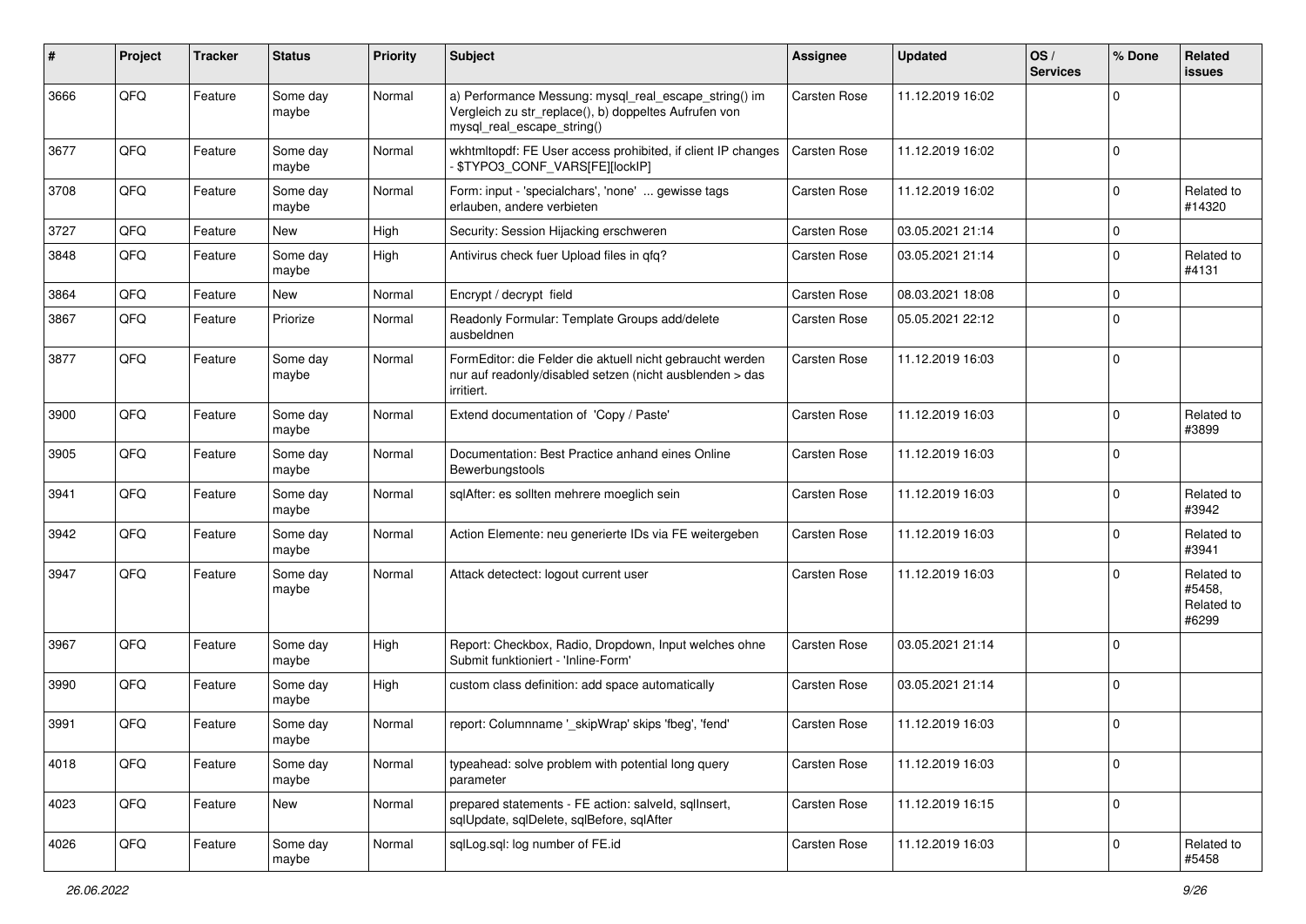| # | Project | Tracker | Status | Priority | Subject | Assignee | Updated | OS / Services | % Done | Related issues |
|---|---|---|---|---|---|---|---|---|---|---|
| 3666 | QFQ | Feature | Some day maybe | Normal | a) Performance Messung: mysql_real_escape_string() im Vergleich zu str_replace(), b) doppeltes Aufrufen von mysql_real_escape_string() | Carsten Rose | 11.12.2019 16:02 | | 0 | |
| 3677 | QFQ | Feature | Some day maybe | Normal | wkhtmltopdf: FE User access prohibited, if client IP changes - $TYPO3_CONF_VARS[FE][lockIP] | Carsten Rose | 11.12.2019 16:02 | | 0 | |
| 3708 | QFQ | Feature | Some day maybe | Normal | Form: input - 'specialchars', 'none' ... gewisse tags erlauben, andere verbieten | Carsten Rose | 11.12.2019 16:02 | | 0 | Related to #14320 |
| 3727 | QFQ | Feature | New | High | Security: Session Hijacking erschweren | Carsten Rose | 03.05.2021 21:14 | | 0 | |
| 3848 | QFQ | Feature | Some day maybe | High | Antivirus check fuer Upload files in qfq? | Carsten Rose | 03.05.2021 21:14 | | 0 | Related to #4131 |
| 3864 | QFQ | Feature | New | Normal | Encrypt / decrypt field | Carsten Rose | 08.03.2021 18:08 | | 0 | |
| 3867 | QFQ | Feature | Priorize | Normal | Readonly Formular: Template Groups add/delete ausbeldnen | Carsten Rose | 05.05.2021 22:12 | | 0 | |
| 3877 | QFQ | Feature | Some day maybe | Normal | FormEditor: die Felder die aktuell nicht gebraucht werden nur auf readonly/disabled setzen (nicht ausblenden > das irritiert. | Carsten Rose | 11.12.2019 16:03 | | 0 | |
| 3900 | QFQ | Feature | Some day maybe | Normal | Extend documentation of 'Copy / Paste' | Carsten Rose | 11.12.2019 16:03 | | 0 | Related to #3899 |
| 3905 | QFQ | Feature | Some day maybe | Normal | Documentation: Best Practice anhand eines Online Bewerbungstools | Carsten Rose | 11.12.2019 16:03 | | 0 | |
| 3941 | QFQ | Feature | Some day maybe | Normal | sqlAfter: es sollten mehrere moeglich sein | Carsten Rose | 11.12.2019 16:03 | | 0 | Related to #3942 |
| 3942 | QFQ | Feature | Some day maybe | Normal | Action Elemente: neu generierte IDs via FE weitergeben | Carsten Rose | 11.12.2019 16:03 | | 0 | Related to #3941 |
| 3947 | QFQ | Feature | Some day maybe | Normal | Attack detectect: logout current user | Carsten Rose | 11.12.2019 16:03 | | 0 | Related to #5458, Related to #6299 |
| 3967 | QFQ | Feature | Some day maybe | High | Report: Checkbox, Radio, Dropdown, Input welches ohne Submit funktioniert - 'Inline-Form' | Carsten Rose | 03.05.2021 21:14 | | 0 | |
| 3990 | QFQ | Feature | Some day maybe | High | custom class definition: add space automatically | Carsten Rose | 03.05.2021 21:14 | | 0 | |
| 3991 | QFQ | Feature | Some day maybe | Normal | report: Columnname '_skipWrap' skips 'fbeg', 'fend' | Carsten Rose | 11.12.2019 16:03 | | 0 | |
| 4018 | QFQ | Feature | Some day maybe | Normal | typeahead: solve problem with potential long query parameter | Carsten Rose | 11.12.2019 16:03 | | 0 | |
| 4023 | QFQ | Feature | New | Normal | prepared statements - FE action: salveld, sqlInsert, sqlUpdate, sqlDelete, sqlBefore, sqlAfter | Carsten Rose | 11.12.2019 16:15 | | 0 | |
| 4026 | QFQ | Feature | Some day maybe | Normal | sqlLog.sql: log number of FE.id | Carsten Rose | 11.12.2019 16:03 | | 0 | Related to #5458 |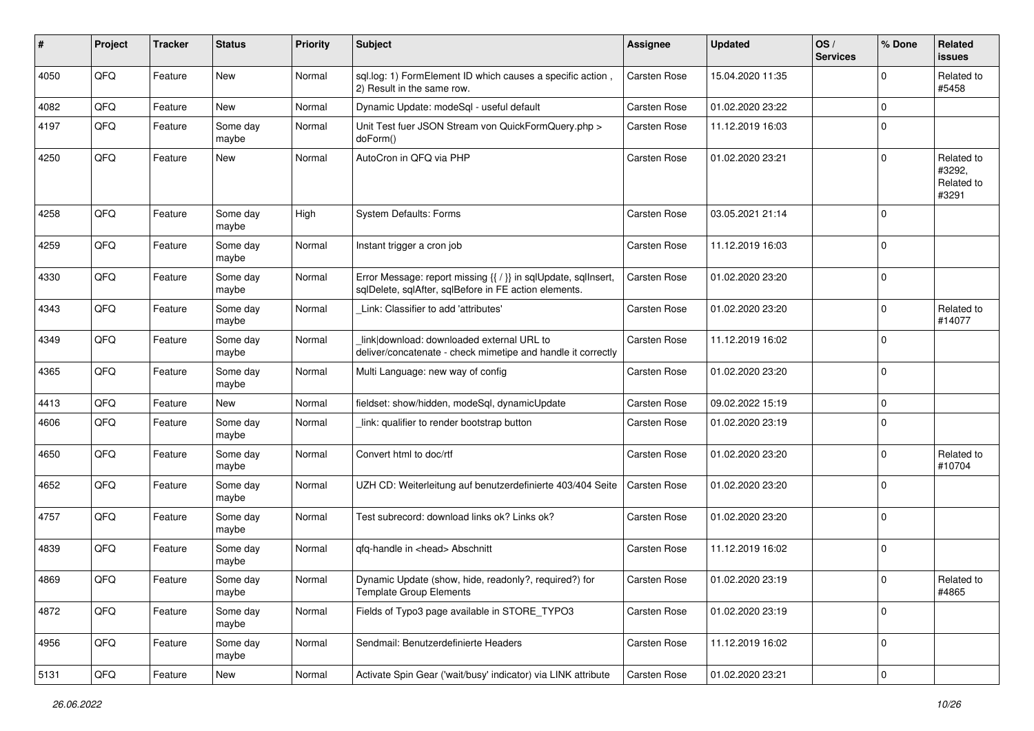| # | Project | Tracker | Status | Priority | Subject | Assignee | Updated | OS / Services | % Done | Related issues |
|---|---|---|---|---|---|---|---|---|---|---|
| 4050 | QFQ | Feature | New | Normal | sql.log: 1) FormElement ID which causes a specific action , 2) Result in the same row. | Carsten Rose | 15.04.2020 11:35 | | 0 | Related to #5458 |
| 4082 | QFQ | Feature | New | Normal | Dynamic Update: modeSql - useful default | Carsten Rose | 01.02.2020 23:22 | | 0 | |
| 4197 | QFQ | Feature | Some day maybe | Normal | Unit Test fuer JSON Stream von QuickFormQuery.php > doForm() | Carsten Rose | 11.12.2019 16:03 | | 0 | |
| 4250 | QFQ | Feature | New | Normal | AutoCron in QFQ via PHP | Carsten Rose | 01.02.2020 23:21 | | 0 | Related to #3292, Related to #3291 |
| 4258 | QFQ | Feature | Some day maybe | High | System Defaults: Forms | Carsten Rose | 03.05.2021 21:14 | | 0 | |
| 4259 | QFQ | Feature | Some day maybe | Normal | Instant trigger a cron job | Carsten Rose | 11.12.2019 16:03 | | 0 | |
| 4330 | QFQ | Feature | Some day maybe | Normal | Error Message: report missing {{ / }} in sqlUpdate, sqlInsert, sqlDelete, sqlAfter, sqlBefore in FE action elements. | Carsten Rose | 01.02.2020 23:20 | | 0 | |
| 4343 | QFQ | Feature | Some day maybe | Normal | _Link: Classifier to add 'attributes' | Carsten Rose | 01.02.2020 23:20 | | 0 | Related to #14077 |
| 4349 | QFQ | Feature | Some day maybe | Normal | _link\|download: downloaded external URL to deliver/concatenate - check mimetipe and handle it correctly | Carsten Rose | 11.12.2019 16:02 | | 0 | |
| 4365 | QFQ | Feature | Some day maybe | Normal | Multi Language: new way of config | Carsten Rose | 01.02.2020 23:20 | | 0 | |
| 4413 | QFQ | Feature | New | Normal | fieldset: show/hidden, modeSql, dynamicUpdate | Carsten Rose | 09.02.2022 15:19 | | 0 | |
| 4606 | QFQ | Feature | Some day maybe | Normal | _link: qualifier to render bootstrap button | Carsten Rose | 01.02.2020 23:19 | | 0 | |
| 4650 | QFQ | Feature | Some day maybe | Normal | Convert html to doc/rtf | Carsten Rose | 01.02.2020 23:20 | | 0 | Related to #10704 |
| 4652 | QFQ | Feature | Some day maybe | Normal | UZH CD: Weiterleitung auf benutzerdefinierte 403/404 Seite | Carsten Rose | 01.02.2020 23:20 | | 0 | |
| 4757 | QFQ | Feature | Some day maybe | Normal | Test subrecord: download links ok? Links ok? | Carsten Rose | 01.02.2020 23:20 | | 0 | |
| 4839 | QFQ | Feature | Some day maybe | Normal | qfq-handle in <head> Abschnitt | Carsten Rose | 11.12.2019 16:02 | | 0 | |
| 4869 | QFQ | Feature | Some day maybe | Normal | Dynamic Update (show, hide, readonly?, required?) for Template Group Elements | Carsten Rose | 01.02.2020 23:19 | | 0 | Related to #4865 |
| 4872 | QFQ | Feature | Some day maybe | Normal | Fields of Typo3 page available in STORE_TYPO3 | Carsten Rose | 01.02.2020 23:19 | | 0 | |
| 4956 | QFQ | Feature | Some day maybe | Normal | Sendmail: Benutzerdefinierte Headers | Carsten Rose | 11.12.2019 16:02 | | 0 | |
| 5131 | QFQ | Feature | New | Normal | Activate Spin Gear ('wait/busy' indicator) via LINK attribute | Carsten Rose | 01.02.2020 23:21 | | 0 | |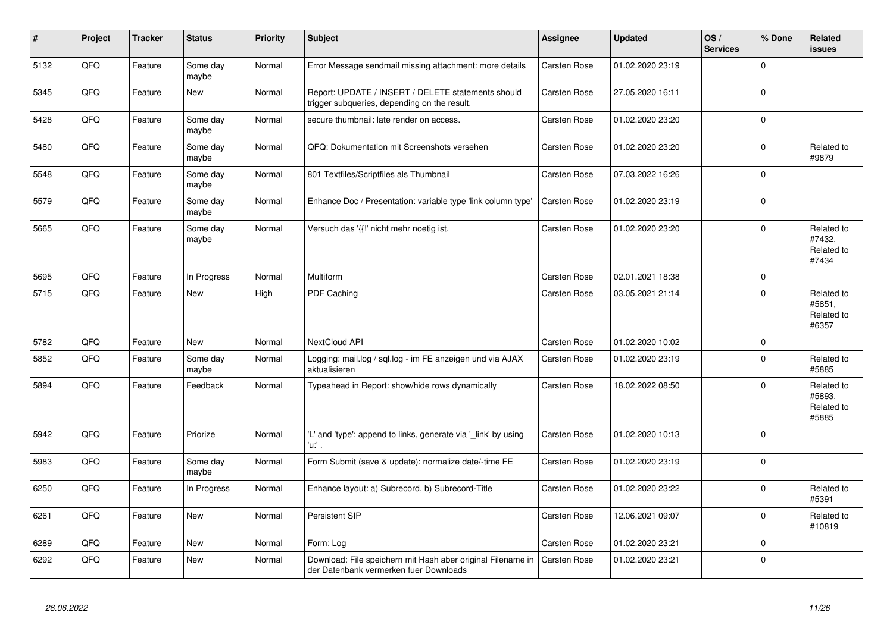| # | Project | Tracker | Status | Priority | Subject | Assignee | Updated | OS / Services | % Done | Related issues |
|---|---|---|---|---|---|---|---|---|---|---|
| 5132 | QFQ | Feature | Some day maybe | Normal | Error Message sendmail missing attachment: more details | Carsten Rose | 01.02.2020 23:19 | | 0 | |
| 5345 | QFQ | Feature | New | Normal | Report: UPDATE / INSERT / DELETE statements should trigger subqueries, depending on the result. | Carsten Rose | 27.05.2020 16:11 | | 0 | |
| 5428 | QFQ | Feature | Some day maybe | Normal | secure thumbnail: late render on access. | Carsten Rose | 01.02.2020 23:20 | | 0 | |
| 5480 | QFQ | Feature | Some day maybe | Normal | QFQ: Dokumentation mit Screenshots versehen | Carsten Rose | 01.02.2020 23:20 | | 0 | Related to #9879 |
| 5548 | QFQ | Feature | Some day maybe | Normal | 801 Textfiles/Scriptfiles als Thumbnail | Carsten Rose | 07.03.2022 16:26 | | 0 | |
| 5579 | QFQ | Feature | Some day maybe | Normal | Enhance Doc / Presentation: variable type 'link column type' | Carsten Rose | 01.02.2020 23:19 | | 0 | |
| 5665 | QFQ | Feature | Some day maybe | Normal | Versuch das '{{!' nicht mehr noetig ist. | Carsten Rose | 01.02.2020 23:20 | | 0 | Related to #7432, Related to #7434 |
| 5695 | QFQ | Feature | In Progress | Normal | Multiform | Carsten Rose | 02.01.2021 18:38 | | 0 | |
| 5715 | QFQ | Feature | New | High | PDF Caching | Carsten Rose | 03.05.2021 21:14 | | 0 | Related to #5851, Related to #6357 |
| 5782 | QFQ | Feature | New | Normal | NextCloud API | Carsten Rose | 01.02.2020 10:02 | | 0 | |
| 5852 | QFQ | Feature | Some day maybe | Normal | Logging: mail.log / sql.log - im FE anzeigen und via AJAX aktualisieren | Carsten Rose | 01.02.2020 23:19 | | 0 | Related to #5885 |
| 5894 | QFQ | Feature | Feedback | Normal | Typeahead in Report: show/hide rows dynamically | Carsten Rose | 18.02.2022 08:50 | | 0 | Related to #5893, Related to #5885 |
| 5942 | QFQ | Feature | Priorize | Normal | 'L' and 'type': append to links, generate via '_link' by using 'u:' . | Carsten Rose | 01.02.2020 10:13 | | 0 | |
| 5983 | QFQ | Feature | Some day maybe | Normal | Form Submit (save & update): normalize date/-time FE | Carsten Rose | 01.02.2020 23:19 | | 0 | |
| 6250 | QFQ | Feature | In Progress | Normal | Enhance layout: a) Subrecord, b) Subrecord-Title | Carsten Rose | 01.02.2020 23:22 | | 0 | Related to #5391 |
| 6261 | QFQ | Feature | New | Normal | Persistent SIP | Carsten Rose | 12.06.2021 09:07 | | 0 | Related to #10819 |
| 6289 | QFQ | Feature | New | Normal | Form: Log | Carsten Rose | 01.02.2020 23:21 | | 0 | |
| 6292 | QFQ | Feature | New | Normal | Download: File speichern mit Hash aber original Filename in der Datenbank vermerken fuer Downloads | Carsten Rose | 01.02.2020 23:21 | | 0 | |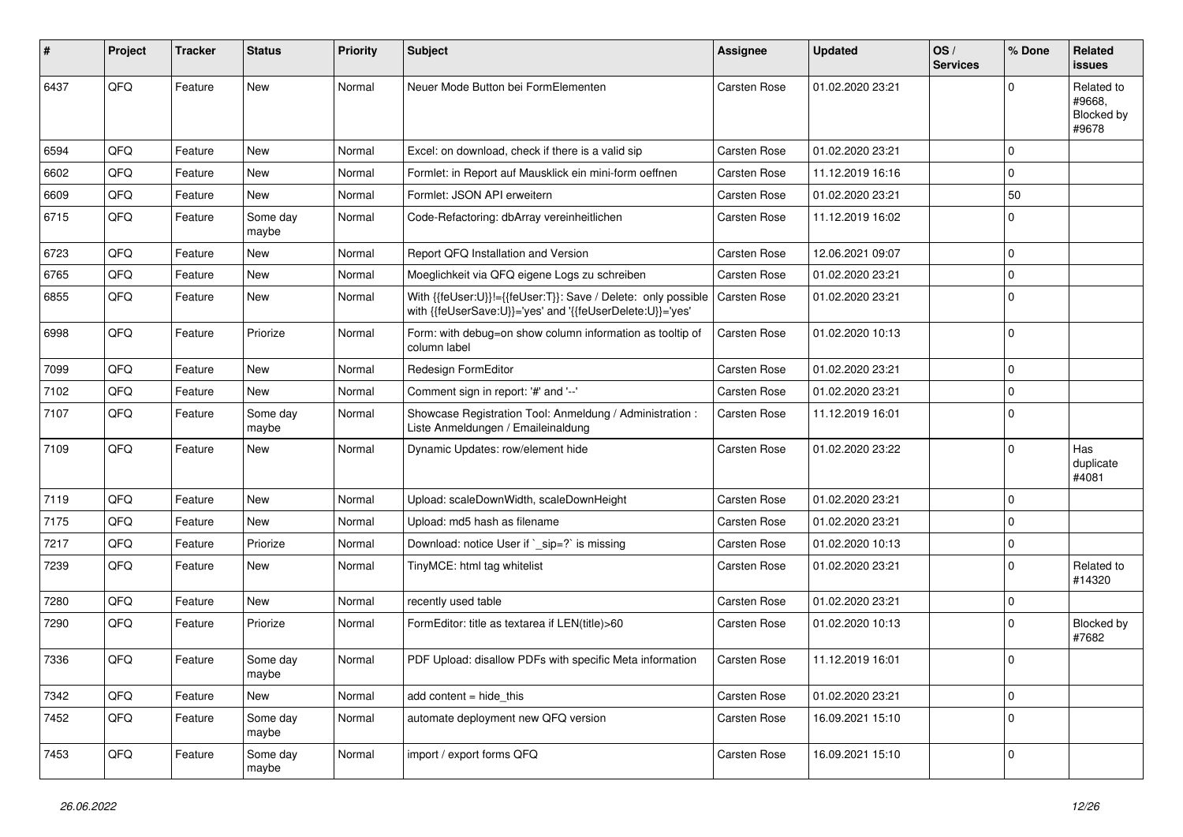| # | Project | Tracker | Status | Priority | Subject | Assignee | Updated | OS / Services | % Done | Related issues |
|---|---|---|---|---|---|---|---|---|---|---|
| 6437 | QFQ | Feature | New | Normal | Neuer Mode Button bei FormElementen | Carsten Rose | 01.02.2020 23:21 | | 0 | Related to #9668, Blocked by #9678 |
| 6594 | QFQ | Feature | New | Normal | Excel: on download, check if there is a valid sip | Carsten Rose | 01.02.2020 23:21 | | 0 | |
| 6602 | QFQ | Feature | New | Normal | Formlet: in Report auf Mausklick ein mini-form oeffnen | Carsten Rose | 11.12.2019 16:16 | | 0 | |
| 6609 | QFQ | Feature | New | Normal | Formlet: JSON API erweitern | Carsten Rose | 01.02.2020 23:21 | | 50 | |
| 6715 | QFQ | Feature | Some day maybe | Normal | Code-Refactoring: dbArray vereinheitlichen | Carsten Rose | 11.12.2019 16:02 | | 0 | |
| 6723 | QFQ | Feature | New | Normal | Report QFQ Installation and Version | Carsten Rose | 12.06.2021 09:07 | | 0 | |
| 6765 | QFQ | Feature | New | Normal | Moeglichkeit via QFQ eigene Logs zu schreiben | Carsten Rose | 01.02.2020 23:21 | | 0 | |
| 6855 | QFQ | Feature | New | Normal | With {{feUser:U}}!={{feUser:T}}: Save / Delete: only possible with {{feUserSave:U}}='yes' and '{{feUserDelete:U}}='yes' | Carsten Rose | 01.02.2020 23:21 | | 0 | |
| 6998 | QFQ | Feature | Priorize | Normal | Form: with debug=on show column information as tooltip of column label | Carsten Rose | 01.02.2020 10:13 | | 0 | |
| 7099 | QFQ | Feature | New | Normal | Redesign FormEditor | Carsten Rose | 01.02.2020 23:21 | | 0 | |
| 7102 | QFQ | Feature | New | Normal | Comment sign in report: '#' and '--' | Carsten Rose | 01.02.2020 23:21 | | 0 | |
| 7107 | QFQ | Feature | Some day maybe | Normal | Showcase Registration Tool: Anmeldung / Administration : Liste Anmeldungen / Emaileinaldung | Carsten Rose | 11.12.2019 16:01 | | 0 | |
| 7109 | QFQ | Feature | New | Normal | Dynamic Updates: row/element hide | Carsten Rose | 01.02.2020 23:22 | | 0 | Has duplicate #4081 |
| 7119 | QFQ | Feature | New | Normal | Upload: scaleDownWidth, scaleDownHeight | Carsten Rose | 01.02.2020 23:21 | | 0 | |
| 7175 | QFQ | Feature | New | Normal | Upload: md5 hash as filename | Carsten Rose | 01.02.2020 23:21 | | 0 | |
| 7217 | QFQ | Feature | Priorize | Normal | Download: notice User if `_sip=?` is missing | Carsten Rose | 01.02.2020 10:13 | | 0 | |
| 7239 | QFQ | Feature | New | Normal | TinyMCE: html tag whitelist | Carsten Rose | 01.02.2020 23:21 | | 0 | Related to #14320 |
| 7280 | QFQ | Feature | New | Normal | recently used table | Carsten Rose | 01.02.2020 23:21 | | 0 | |
| 7290 | QFQ | Feature | Priorize | Normal | FormEditor: title as textarea if LEN(title)>60 | Carsten Rose | 01.02.2020 10:13 | | 0 | Blocked by #7682 |
| 7336 | QFQ | Feature | Some day maybe | Normal | PDF Upload: disallow PDFs with specific Meta information | Carsten Rose | 11.12.2019 16:01 | | 0 | |
| 7342 | QFQ | Feature | New | Normal | add content = hide_this | Carsten Rose | 01.02.2020 23:21 | | 0 | |
| 7452 | QFQ | Feature | Some day maybe | Normal | automate deployment new QFQ version | Carsten Rose | 16.09.2021 15:10 | | 0 | |
| 7453 | QFQ | Feature | Some day maybe | Normal | import / export forms QFQ | Carsten Rose | 16.09.2021 15:10 | | 0 | |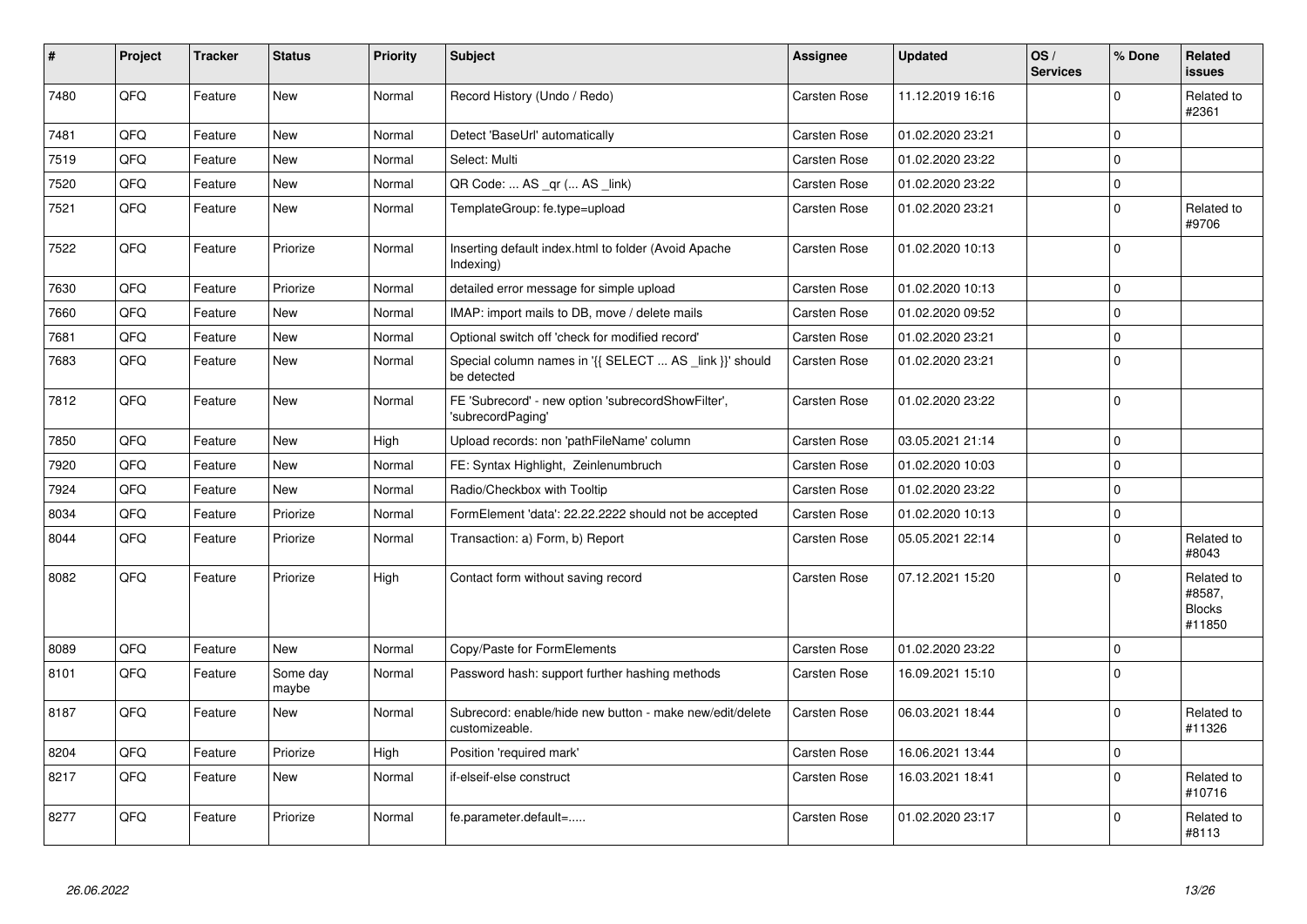| # | Project | Tracker | Status | Priority | Subject | Assignee | Updated | OS / Services | % Done | Related issues |
|---|---|---|---|---|---|---|---|---|---|---|
| 7480 | QFQ | Feature | New | Normal | Record History (Undo / Redo) | Carsten Rose | 11.12.2019 16:16 | | 0 | Related to #2361 |
| 7481 | QFQ | Feature | New | Normal | Detect 'BaseUrl' automatically | Carsten Rose | 01.02.2020 23:21 | | 0 | |
| 7519 | QFQ | Feature | New | Normal | Select: Multi | Carsten Rose | 01.02.2020 23:22 | | 0 | |
| 7520 | QFQ | Feature | New | Normal | QR Code: ... AS _qr (... AS _link) | Carsten Rose | 01.02.2020 23:22 | | 0 | |
| 7521 | QFQ | Feature | New | Normal | TemplateGroup: fe.type=upload | Carsten Rose | 01.02.2020 23:21 | | 0 | Related to #9706 |
| 7522 | QFQ | Feature | Priorize | Normal | Inserting default index.html to folder (Avoid Apache Indexing) | Carsten Rose | 01.02.2020 10:13 | | 0 | |
| 7630 | QFQ | Feature | Priorize | Normal | detailed error message for simple upload | Carsten Rose | 01.02.2020 10:13 | | 0 | |
| 7660 | QFQ | Feature | New | Normal | IMAP: import mails to DB, move / delete mails | Carsten Rose | 01.02.2020 09:52 | | 0 | |
| 7681 | QFQ | Feature | New | Normal | Optional switch off 'check for modified record' | Carsten Rose | 01.02.2020 23:21 | | 0 | |
| 7683 | QFQ | Feature | New | Normal | Special column names in '{{ SELECT ... AS _link }}' should be detected | Carsten Rose | 01.02.2020 23:21 | | 0 | |
| 7812 | QFQ | Feature | New | Normal | FE 'Subrecord' - new option 'subrecordShowFilter', 'subrecordPaging' | Carsten Rose | 01.02.2020 23:22 | | 0 | |
| 7850 | QFQ | Feature | New | High | Upload records: non 'pathFileName' column | Carsten Rose | 03.05.2021 21:14 | | 0 | |
| 7920 | QFQ | Feature | New | Normal | FE: Syntax Highlight, Zeinlenumbruch | Carsten Rose | 01.02.2020 10:03 | | 0 | |
| 7924 | QFQ | Feature | New | Normal | Radio/Checkbox with Tooltip | Carsten Rose | 01.02.2020 23:22 | | 0 | |
| 8034 | QFQ | Feature | Priorize | Normal | FormElement 'data': 22.22.2222 should not be accepted | Carsten Rose | 01.02.2020 10:13 | | 0 | |
| 8044 | QFQ | Feature | Priorize | Normal | Transaction: a) Form, b) Report | Carsten Rose | 05.05.2021 22:14 | | 0 | Related to #8043 |
| 8082 | QFQ | Feature | Priorize | High | Contact form without saving record | Carsten Rose | 07.12.2021 15:20 | | 0 | Related to #8587, Blocks #11850 |
| 8089 | QFQ | Feature | New | Normal | Copy/Paste for FormElements | Carsten Rose | 01.02.2020 23:22 | | 0 | |
| 8101 | QFQ | Feature | Some day maybe | Normal | Password hash: support further hashing methods | Carsten Rose | 16.09.2021 15:10 | | 0 | |
| 8187 | QFQ | Feature | New | Normal | Subrecord: enable/hide new button - make new/edit/delete customizeable. | Carsten Rose | 06.03.2021 18:44 | | 0 | Related to #11326 |
| 8204 | QFQ | Feature | Priorize | High | Position 'required mark' | Carsten Rose | 16.06.2021 13:44 | | 0 | |
| 8217 | QFQ | Feature | New | Normal | if-elseif-else construct | Carsten Rose | 16.03.2021 18:41 | | 0 | Related to #10716 |
| 8277 | QFQ | Feature | Priorize | Normal | fe.parameter.default=..... | Carsten Rose | 01.02.2020 23:17 | | 0 | Related to #8113 |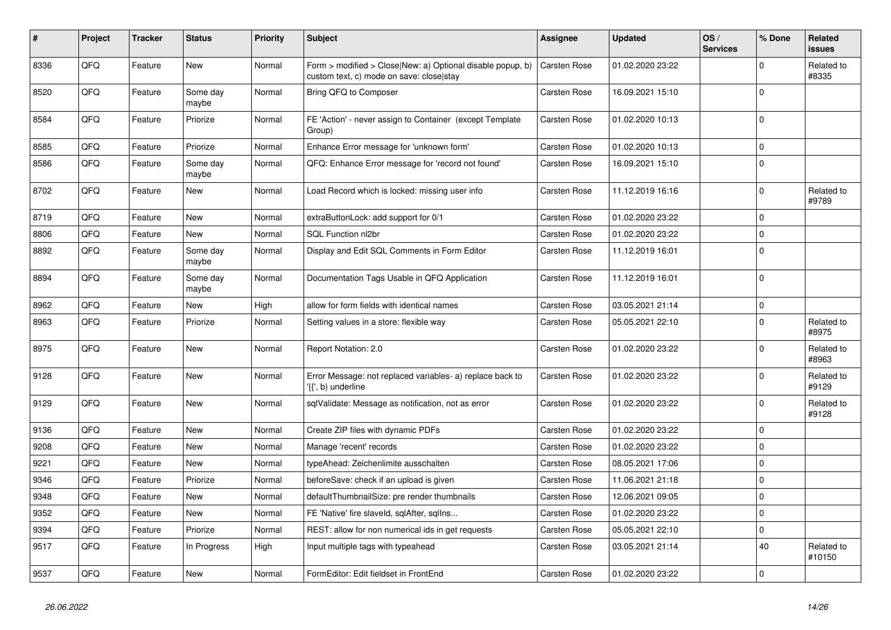| # | Project | Tracker | Status | Priority | Subject | Assignee | Updated | OS / Services | % Done | Related issues |
|---|---|---|---|---|---|---|---|---|---|---|
| 8336 | QFQ | Feature | New | Normal | Form > modified > Close\|New: a) Optional disable popup, b) custom text, c) mode on save: close\|stay | Carsten Rose | 01.02.2020 23:22 | | 0 | Related to #8335 |
| 8520 | QFQ | Feature | Some day maybe | Normal | Bring QFQ to Composer | Carsten Rose | 16.09.2021 15:10 | | 0 | |
| 8584 | QFQ | Feature | Priorize | Normal | FE 'Action' - never assign to Container (except Template Group) | Carsten Rose | 01.02.2020 10:13 | | 0 | |
| 8585 | QFQ | Feature | Priorize | Normal | Enhance Error message for 'unknown form' | Carsten Rose | 01.02.2020 10:13 | | 0 | |
| 8586 | QFQ | Feature | Some day maybe | Normal | QFQ: Enhance Error message for 'record not found' | Carsten Rose | 16.09.2021 15:10 | | 0 | |
| 8702 | QFQ | Feature | New | Normal | Load Record which is locked: missing user info | Carsten Rose | 11.12.2019 16:16 | | 0 | Related to #9789 |
| 8719 | QFQ | Feature | New | Normal | extraButtonLock: add support for 0/1 | Carsten Rose | 01.02.2020 23:22 | | 0 | |
| 8806 | QFQ | Feature | New | Normal | SQL Function nl2br | Carsten Rose | 01.02.2020 23:22 | | 0 | |
| 8892 | QFQ | Feature | Some day maybe | Normal | Display and Edit SQL Comments in Form Editor | Carsten Rose | 11.12.2019 16:01 | | 0 | |
| 8894 | QFQ | Feature | Some day maybe | Normal | Documentation Tags Usable in QFQ Application | Carsten Rose | 11.12.2019 16:01 | | 0 | |
| 8962 | QFQ | Feature | New | High | allow for form fields with identical names | Carsten Rose | 03.05.2021 21:14 | | 0 | |
| 8963 | QFQ | Feature | Priorize | Normal | Setting values in a store: flexible way | Carsten Rose | 05.05.2021 22:10 | | 0 | Related to #8975 |
| 8975 | QFQ | Feature | New | Normal | Report Notation: 2.0 | Carsten Rose | 01.02.2020 23:22 | | 0 | Related to #8963 |
| 9128 | QFQ | Feature | New | Normal | Error Message: not replaced variables- a) replace back to '{{', b) underline | Carsten Rose | 01.02.2020 23:22 | | 0 | Related to #9129 |
| 9129 | QFQ | Feature | New | Normal | sqlValidate: Message as notification, not as error | Carsten Rose | 01.02.2020 23:22 | | 0 | Related to #9128 |
| 9136 | QFQ | Feature | New | Normal | Create ZIP files with dynamic PDFs | Carsten Rose | 01.02.2020 23:22 | | 0 | |
| 9208 | QFQ | Feature | New | Normal | Manage 'recent' records | Carsten Rose | 01.02.2020 23:22 | | 0 | |
| 9221 | QFQ | Feature | New | Normal | typeAhead: Zeichenlimite ausschalten | Carsten Rose | 08.05.2021 17:06 | | 0 | |
| 9346 | QFQ | Feature | Priorize | Normal | beforeSave: check if an upload is given | Carsten Rose | 11.06.2021 21:18 | | 0 | |
| 9348 | QFQ | Feature | New | Normal | defaultThumbnailSize: pre render thumbnails | Carsten Rose | 12.06.2021 09:05 | | 0 | |
| 9352 | QFQ | Feature | New | Normal | FE 'Native' fire slaveId, sqlAfter, sqlIns... | Carsten Rose | 01.02.2020 23:22 | | 0 | |
| 9394 | QFQ | Feature | Priorize | Normal | REST: allow for non numerical ids in get requests | Carsten Rose | 05.05.2021 22:10 | | 0 | |
| 9517 | QFQ | Feature | In Progress | High | Input multiple tags with typeahead | Carsten Rose | 03.05.2021 21:14 | | 40 | Related to #10150 |
| 9537 | QFQ | Feature | New | Normal | FormEditor: Edit fieldset in FrontEnd | Carsten Rose | 01.02.2020 23:22 | | 0 | |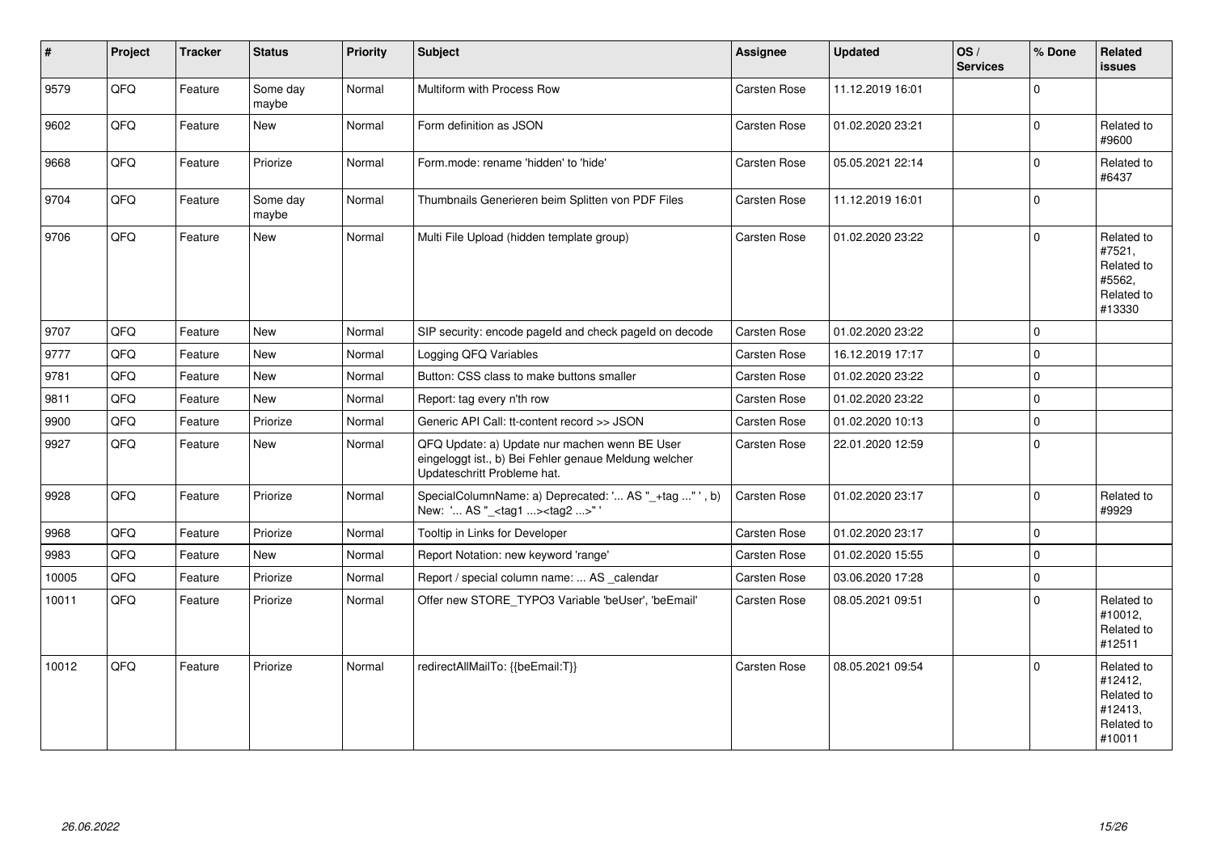| # | Project | Tracker | Status | Priority | Subject | Assignee | Updated | OS / Services | % Done | Related issues |
|---|---|---|---|---|---|---|---|---|---|---|
| 9579 | QFQ | Feature | Some day maybe | Normal | Multiform with Process Row | Carsten Rose | 11.12.2019 16:01 | | 0 | |
| 9602 | QFQ | Feature | New | Normal | Form definition as JSON | Carsten Rose | 01.02.2020 23:21 | | 0 | Related to #9600 |
| 9668 | QFQ | Feature | Priorize | Normal | Form.mode: rename 'hidden' to 'hide' | Carsten Rose | 05.05.2021 22:14 | | 0 | Related to #6437 |
| 9704 | QFQ | Feature | Some day maybe | Normal | Thumbnails Generieren beim Splitten von PDF Files | Carsten Rose | 11.12.2019 16:01 | | 0 | |
| 9706 | QFQ | Feature | New | Normal | Multi File Upload (hidden template group) | Carsten Rose | 01.02.2020 23:22 | | 0 | Related to #7521, Related to #5562, Related to #13330 |
| 9707 | QFQ | Feature | New | Normal | SIP security: encode pageId and check pageId on decode | Carsten Rose | 01.02.2020 23:22 | | 0 | |
| 9777 | QFQ | Feature | New | Normal | Logging QFQ Variables | Carsten Rose | 16.12.2019 17:17 | | 0 | |
| 9781 | QFQ | Feature | New | Normal | Button: CSS class to make buttons smaller | Carsten Rose | 01.02.2020 23:22 | | 0 | |
| 9811 | QFQ | Feature | New | Normal | Report: tag every n'th row | Carsten Rose | 01.02.2020 23:22 | | 0 | |
| 9900 | QFQ | Feature | Priorize | Normal | Generic API Call: tt-content record >> JSON | Carsten Rose | 01.02.2020 10:13 | | 0 | |
| 9927 | QFQ | Feature | New | Normal | QFQ Update: a) Update nur machen wenn BE User eingeloggt ist., b) Bei Fehler genaue Meldung welcher Updateschritt Probleme hat. | Carsten Rose | 22.01.2020 12:59 | | 0 | |
| 9928 | QFQ | Feature | Priorize | Normal | SpecialColumnName: a) Deprecated: '... AS "_+tag ..." ', b) New: '... AS "_<tag1 ...><tag2 ...>" ' | Carsten Rose | 01.02.2020 23:17 | | 0 | Related to #9929 |
| 9968 | QFQ | Feature | Priorize | Normal | Tooltip in Links for Developer | Carsten Rose | 01.02.2020 23:17 | | 0 | |
| 9983 | QFQ | Feature | New | Normal | Report Notation: new keyword 'range' | Carsten Rose | 01.02.2020 15:55 | | 0 | |
| 10005 | QFQ | Feature | Priorize | Normal | Report / special column name: ... AS _calendar | Carsten Rose | 03.06.2020 17:28 | | 0 | |
| 10011 | QFQ | Feature | Priorize | Normal | Offer new STORE_TYPO3 Variable 'beUser', 'beEmail' | Carsten Rose | 08.05.2021 09:51 | | 0 | Related to #10012, Related to #12511 |
| 10012 | QFQ | Feature | Priorize | Normal | redirectAllMailTo: {{beEmail:T}} | Carsten Rose | 08.05.2021 09:54 | | 0 | Related to #12412, Related to #12413, Related to #10011 |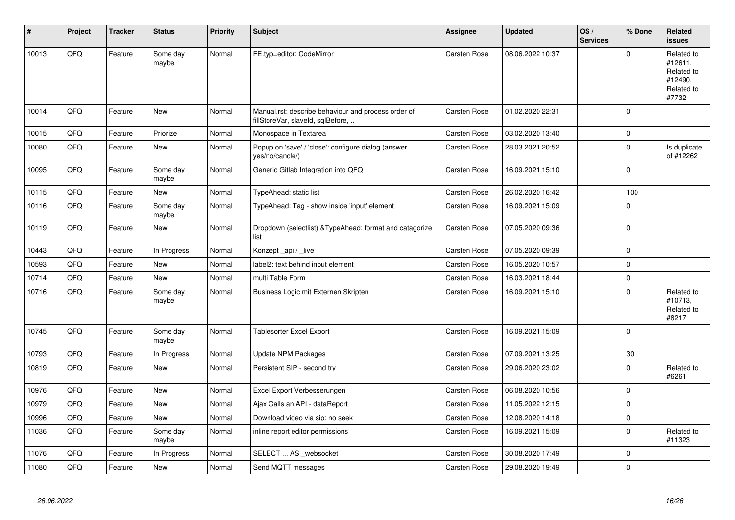| # | Project | Tracker | Status | Priority | Subject | Assignee | Updated | OS / Services | % Done | Related issues |
|---|---|---|---|---|---|---|---|---|---|---|
| 10013 | QFQ | Feature | Some day maybe | Normal | FE.typ=editor: CodeMirror | Carsten Rose | 08.06.2022 10:37 | | 0 | Related to #12611, Related to #12490, Related to #7732 |
| 10014 | QFQ | Feature | New | Normal | Manual.rst: describe behaviour and process order of fillStoreVar, slaveId, sqlBefore, .. | Carsten Rose | 01.02.2020 22:31 | | 0 | |
| 10015 | QFQ | Feature | Priorize | Normal | Monospace in Textarea | Carsten Rose | 03.02.2020 13:40 | | 0 | |
| 10080 | QFQ | Feature | New | Normal | Popup on 'save' / 'close': configure dialog (answer yes/no/cancle/) | Carsten Rose | 28.03.2021 20:52 | | 0 | Is duplicate of #12262 |
| 10095 | QFQ | Feature | Some day maybe | Normal | Generic Gitlab Integration into QFQ | Carsten Rose | 16.09.2021 15:10 | | 0 | |
| 10115 | QFQ | Feature | New | Normal | TypeAhead: static list | Carsten Rose | 26.02.2020 16:42 | | 100 | |
| 10116 | QFQ | Feature | Some day maybe | Normal | TypeAhead: Tag - show inside 'input' element | Carsten Rose | 16.09.2021 15:09 | | 0 | |
| 10119 | QFQ | Feature | New | Normal | Dropdown (selectlist) &TypeAhead: format and catagorize list | Carsten Rose | 07.05.2020 09:36 | | 0 | |
| 10443 | QFQ | Feature | In Progress | Normal | Konzept _api / _live | Carsten Rose | 07.05.2020 09:39 | | 0 | |
| 10593 | QFQ | Feature | New | Normal | label2: text behind input element | Carsten Rose | 16.05.2020 10:57 | | 0 | |
| 10714 | QFQ | Feature | New | Normal | multi Table Form | Carsten Rose | 16.03.2021 18:44 | | 0 | |
| 10716 | QFQ | Feature | Some day maybe | Normal | Business Logic mit Externen Skripten | Carsten Rose | 16.09.2021 15:10 | | 0 | Related to #10713, Related to #8217 |
| 10745 | QFQ | Feature | Some day maybe | Normal | Tablesorter Excel Export | Carsten Rose | 16.09.2021 15:09 | | 0 | |
| 10793 | QFQ | Feature | In Progress | Normal | Update NPM Packages | Carsten Rose | 07.09.2021 13:25 | | 30 | |
| 10819 | QFQ | Feature | New | Normal | Persistent SIP - second try | Carsten Rose | 29.06.2020 23:02 | | 0 | Related to #6261 |
| 10976 | QFQ | Feature | New | Normal | Excel Export Verbesserungen | Carsten Rose | 06.08.2020 10:56 | | 0 | |
| 10979 | QFQ | Feature | New | Normal | Ajax Calls an API - dataReport | Carsten Rose | 11.05.2022 12:15 | | 0 | |
| 10996 | QFQ | Feature | New | Normal | Download video via sip: no seek | Carsten Rose | 12.08.2020 14:18 | | 0 | |
| 11036 | QFQ | Feature | Some day maybe | Normal | inline report editor permissions | Carsten Rose | 16.09.2021 15:09 | | 0 | Related to #11323 |
| 11076 | QFQ | Feature | In Progress | Normal | SELECT ... AS _websocket | Carsten Rose | 30.08.2020 17:49 | | 0 | |
| 11080 | QFQ | Feature | New | Normal | Send MQTT messages | Carsten Rose | 29.08.2020 19:49 | | 0 | |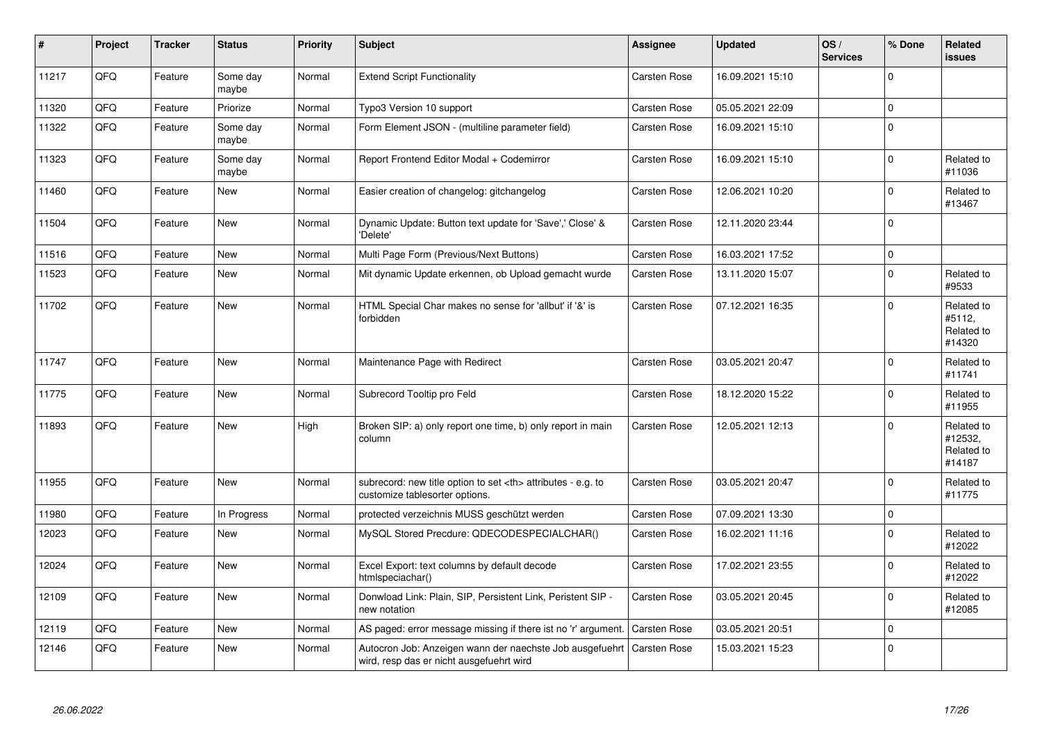| # | Project | Tracker | Status | Priority | Subject | Assignee | Updated | OS / Services | % Done | Related issues |
|---|---|---|---|---|---|---|---|---|---|---|
| 11217 | QFQ | Feature | Some day maybe | Normal | Extend Script Functionality | Carsten Rose | 16.09.2021 15:10 | | 0 | |
| 11320 | QFQ | Feature | Priorize | Normal | Typo3 Version 10 support | Carsten Rose | 05.05.2021 22:09 | | 0 | |
| 11322 | QFQ | Feature | Some day maybe | Normal | Form Element JSON - (multiline parameter field) | Carsten Rose | 16.09.2021 15:10 | | 0 | |
| 11323 | QFQ | Feature | Some day maybe | Normal | Report Frontend Editor Modal + Codemirror | Carsten Rose | 16.09.2021 15:10 | | 0 | Related to #11036 |
| 11460 | QFQ | Feature | New | Normal | Easier creation of changelog: gitchangelog | Carsten Rose | 12.06.2021 10:20 | | 0 | Related to #13467 |
| 11504 | QFQ | Feature | New | Normal | Dynamic Update: Button text update for 'Save',' Close' & 'Delete' | Carsten Rose | 12.11.2020 23:44 | | 0 | |
| 11516 | QFQ | Feature | New | Normal | Multi Page Form (Previous/Next Buttons) | Carsten Rose | 16.03.2021 17:52 | | 0 | |
| 11523 | QFQ | Feature | New | Normal | Mit dynamic Update erkennen, ob Upload gemacht wurde | Carsten Rose | 13.11.2020 15:07 | | 0 | Related to #9533 |
| 11702 | QFQ | Feature | New | Normal | HTML Special Char makes no sense for 'allbut' if '&' is forbidden | Carsten Rose | 07.12.2021 16:35 | | 0 | Related to #5112, Related to #14320 |
| 11747 | QFQ | Feature | New | Normal | Maintenance Page with Redirect | Carsten Rose | 03.05.2021 20:47 | | 0 | Related to #11741 |
| 11775 | QFQ | Feature | New | Normal | Subrecord Tooltip pro Feld | Carsten Rose | 18.12.2020 15:22 | | 0 | Related to #11955 |
| 11893 | QFQ | Feature | New | High | Broken SIP: a) only report one time, b) only report in main column | Carsten Rose | 12.05.2021 12:13 | | 0 | Related to #12532, Related to #14187 |
| 11955 | QFQ | Feature | New | Normal | subrecord: new title option to set <th> attributes - e.g. to customize tablesorter options. | Carsten Rose | 03.05.2021 20:47 | | 0 | Related to #11775 |
| 11980 | QFQ | Feature | In Progress | Normal | protected verzeichnis MUSS geschützt werden | Carsten Rose | 07.09.2021 13:30 | | 0 | |
| 12023 | QFQ | Feature | New | Normal | MySQL Stored Precdure: QDECODESPECIALCHAR() | Carsten Rose | 16.02.2021 11:16 | | 0 | Related to #12022 |
| 12024 | QFQ | Feature | New | Normal | Excel Export: text columns by default decode htmlspeciachar() | Carsten Rose | 17.02.2021 23:55 | | 0 | Related to #12022 |
| 12109 | QFQ | Feature | New | Normal | Donwload Link: Plain, SIP, Persistent Link, Peristent SIP - new notation | Carsten Rose | 03.05.2021 20:45 | | 0 | Related to #12085 |
| 12119 | QFQ | Feature | New | Normal | AS paged: error message missing if there ist no 'r' argument. | Carsten Rose | 03.05.2021 20:51 | | 0 | |
| 12146 | QFQ | Feature | New | Normal | Autocron Job: Anzeigen wann der naechste Job ausgefuehrt wird, resp das er nicht ausgefuehrt wird | Carsten Rose | 15.03.2021 15:23 | | 0 | |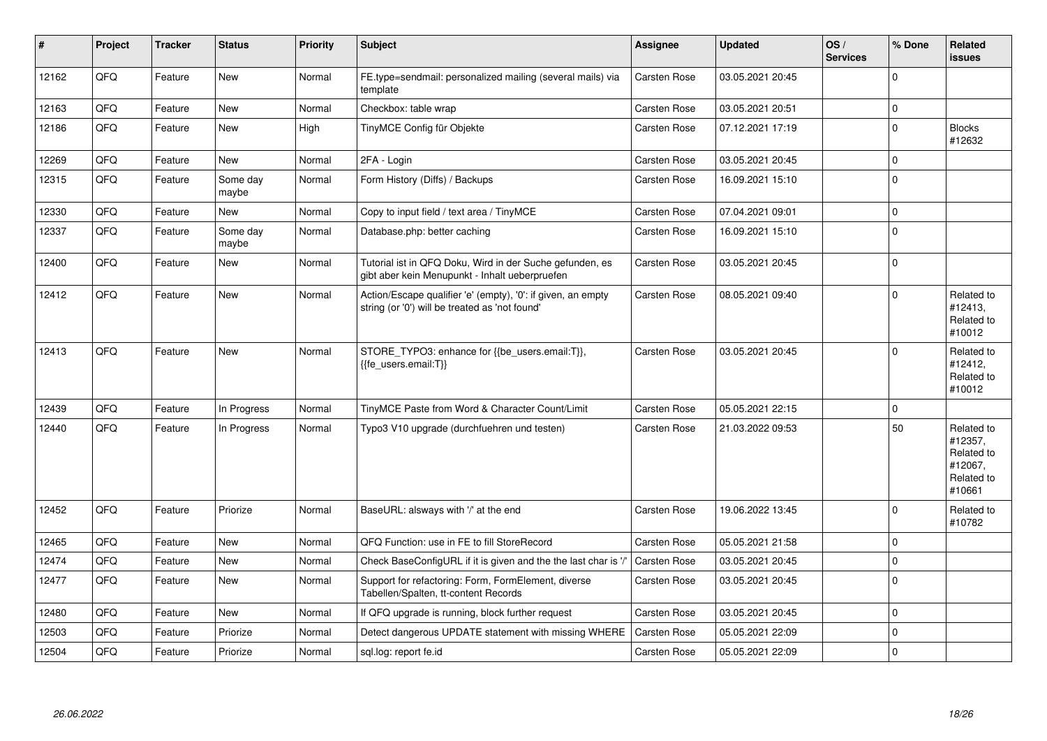| # | Project | Tracker | Status | Priority | Subject | Assignee | Updated | OS / Services | % Done | Related issues |
|---|---|---|---|---|---|---|---|---|---|---|
| 12162 | QFQ | Feature | New | Normal | FE.type=sendmail: personalized mailing (several mails) via template | Carsten Rose | 03.05.2021 20:45 | | 0 | |
| 12163 | QFQ | Feature | New | Normal | Checkbox: table wrap | Carsten Rose | 03.05.2021 20:51 | | 0 | |
| 12186 | QFQ | Feature | New | High | TinyMCE Config für Objekte | Carsten Rose | 07.12.2021 17:19 | | 0 | Blocks #12632 |
| 12269 | QFQ | Feature | New | Normal | 2FA - Login | Carsten Rose | 03.05.2021 20:45 | | 0 | |
| 12315 | QFQ | Feature | Some day maybe | Normal | Form History (Diffs) / Backups | Carsten Rose | 16.09.2021 15:10 | | 0 | |
| 12330 | QFQ | Feature | New | Normal | Copy to input field / text area / TinyMCE | Carsten Rose | 07.04.2021 09:01 | | 0 | |
| 12337 | QFQ | Feature | Some day maybe | Normal | Database.php: better caching | Carsten Rose | 16.09.2021 15:10 | | 0 | |
| 12400 | QFQ | Feature | New | Normal | Tutorial ist in QFQ Doku, Wird in der Suche gefunden, es gibt aber kein Menupunkt - Inhalt ueberpruefen | Carsten Rose | 03.05.2021 20:45 | | 0 | |
| 12412 | QFQ | Feature | New | Normal | Action/Escape qualifier 'e' (empty), '0': if given, an empty string (or '0') will be treated as 'not found' | Carsten Rose | 08.05.2021 09:40 | | 0 | Related to #12413, Related to #10012 |
| 12413 | QFQ | Feature | New | Normal | STORE_TYPO3: enhance for {{be_users.email:T}}, {{fe_users.email:T}} | Carsten Rose | 03.05.2021 20:45 | | 0 | Related to #12412, Related to #10012 |
| 12439 | QFQ | Feature | In Progress | Normal | TinyMCE Paste from Word & Character Count/Limit | Carsten Rose | 05.05.2021 22:15 | | 0 | |
| 12440 | QFQ | Feature | In Progress | Normal | Typo3 V10 upgrade (durchfuehren und testen) | Carsten Rose | 21.03.2022 09:53 | | 50 | Related to #12357, Related to #12067, Related to #10661 |
| 12452 | QFQ | Feature | Priorize | Normal | BaseURL: alsways with '/' at the end | Carsten Rose | 19.06.2022 13:45 | | 0 | Related to #10782 |
| 12465 | QFQ | Feature | New | Normal | QFQ Function: use in FE to fill StoreRecord | Carsten Rose | 05.05.2021 21:58 | | 0 | |
| 12474 | QFQ | Feature | New | Normal | Check BaseConfigURL if it is given and the the last char is '/' | Carsten Rose | 03.05.2021 20:45 | | 0 | |
| 12477 | QFQ | Feature | New | Normal | Support for refactoring: Form, FormElement, diverse Tabellen/Spalten, tt-content Records | Carsten Rose | 03.05.2021 20:45 | | 0 | |
| 12480 | QFQ | Feature | New | Normal | If QFQ upgrade is running, block further request | Carsten Rose | 03.05.2021 20:45 | | 0 | |
| 12503 | QFQ | Feature | Priorize | Normal | Detect dangerous UPDATE statement with missing WHERE | Carsten Rose | 05.05.2021 22:09 | | 0 | |
| 12504 | QFQ | Feature | Priorize | Normal | sql.log: report fe.id | Carsten Rose | 05.05.2021 22:09 | | 0 | |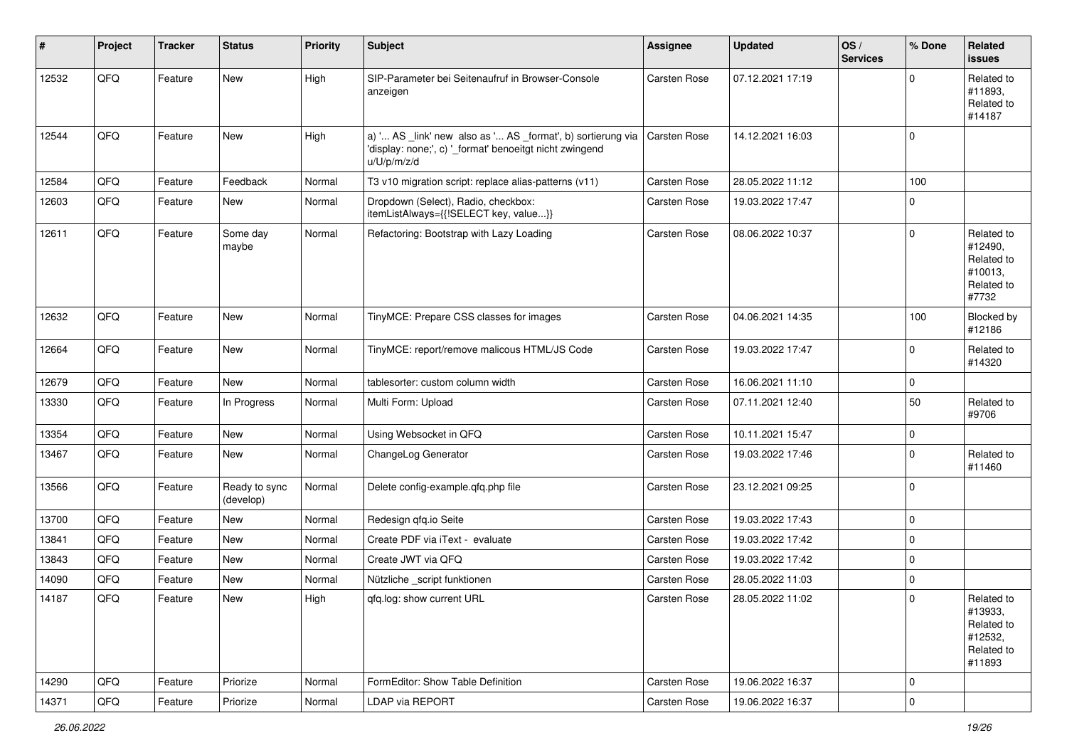| # | Project | Tracker | Status | Priority | Subject | Assignee | Updated | OS / Services | % Done | Related issues |
|---|---|---|---|---|---|---|---|---|---|---|
| 12532 | QFQ | Feature | New | High | SIP-Parameter bei Seitenaufruf in Browser-Console anzeigen | Carsten Rose | 07.12.2021 17:19 | | 0 | Related to #11893, Related to #14187 |
| 12544 | QFQ | Feature | New | High | a) '... AS _link' new also as '... AS _format', b) sortierung via 'display: none;', c) '_format' benoeitgt nicht zwingend u/U/p/m/z/d | Carsten Rose | 14.12.2021 16:03 | | 0 | |
| 12584 | QFQ | Feature | Feedback | Normal | T3 v10 migration script: replace alias-patterns (v11) | Carsten Rose | 28.05.2022 11:12 | | 100 | |
| 12603 | QFQ | Feature | New | Normal | Dropdown (Select), Radio, checkbox: itemListAlways={{!SELECT key, value...}} | Carsten Rose | 19.03.2022 17:47 | | 0 | |
| 12611 | QFQ | Feature | Some day maybe | Normal | Refactoring: Bootstrap with Lazy Loading | Carsten Rose | 08.06.2022 10:37 | | 0 | Related to #12490, Related to #10013, Related to #7732 |
| 12632 | QFQ | Feature | New | Normal | TinyMCE: Prepare CSS classes for images | Carsten Rose | 04.06.2021 14:35 | | 100 | Blocked by #12186 |
| 12664 | QFQ | Feature | New | Normal | TinyMCE: report/remove malicous HTML/JS Code | Carsten Rose | 19.03.2022 17:47 | | 0 | Related to #14320 |
| 12679 | QFQ | Feature | New | Normal | tablesorter: custom column width | Carsten Rose | 16.06.2021 11:10 | | 0 | |
| 13330 | QFQ | Feature | In Progress | Normal | Multi Form: Upload | Carsten Rose | 07.11.2021 12:40 | | 50 | Related to #9706 |
| 13354 | QFQ | Feature | New | Normal | Using Websocket in QFQ | Carsten Rose | 10.11.2021 15:47 | | 0 | |
| 13467 | QFQ | Feature | New | Normal | ChangeLog Generator | Carsten Rose | 19.03.2022 17:46 | | 0 | Related to #11460 |
| 13566 | QFQ | Feature | Ready to sync (develop) | Normal | Delete config-example.qfq.php file | Carsten Rose | 23.12.2021 09:25 | | 0 | |
| 13700 | QFQ | Feature | New | Normal | Redesign qfq.io Seite | Carsten Rose | 19.03.2022 17:43 | | 0 | |
| 13841 | QFQ | Feature | New | Normal | Create PDF via iText - evaluate | Carsten Rose | 19.03.2022 17:42 | | 0 | |
| 13843 | QFQ | Feature | New | Normal | Create JWT via QFQ | Carsten Rose | 19.03.2022 17:42 | | 0 | |
| 14090 | QFQ | Feature | New | Normal | Nützliche _script funktionen | Carsten Rose | 28.05.2022 11:03 | | 0 | |
| 14187 | QFQ | Feature | New | High | qfq.log: show current URL | Carsten Rose | 28.05.2022 11:02 | | 0 | Related to #13933, Related to #12532, Related to #11893 |
| 14290 | QFQ | Feature | Priorize | Normal | FormEditor: Show Table Definition | Carsten Rose | 19.06.2022 16:37 | | 0 | |
| 14371 | QFQ | Feature | Priorize | Normal | LDAP via REPORT | Carsten Rose | 19.06.2022 16:37 | | 0 | |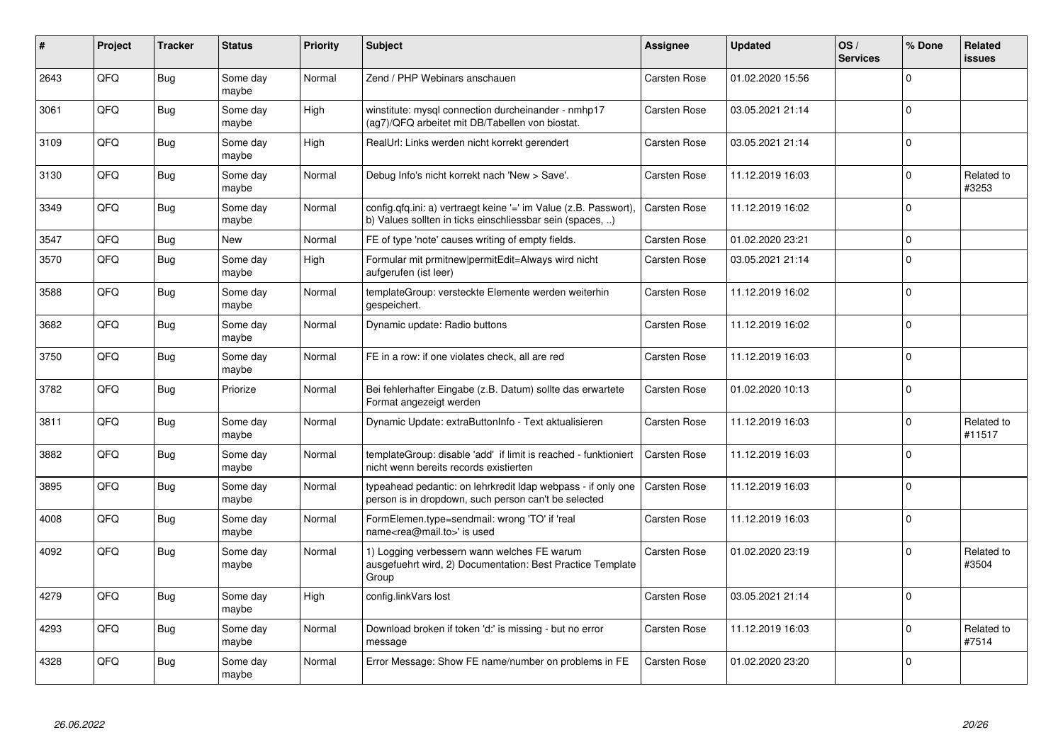| # | Project | Tracker | Status | Priority | Subject | Assignee | Updated | OS / Services | % Done | Related issues |
|---|---|---|---|---|---|---|---|---|---|---|
| 2643 | QFQ | Bug | Some day maybe | Normal | Zend / PHP Webinars anschauen | Carsten Rose | 01.02.2020 15:56 | | 0 | |
| 3061 | QFQ | Bug | Some day maybe | High | winstitute: mysql connection durcheinander - nmhp17 (ag7)/QFQ arbeitet mit DB/Tabellen von biostat. | Carsten Rose | 03.05.2021 21:14 | | 0 | |
| 3109 | QFQ | Bug | Some day maybe | High | RealUrl: Links werden nicht korrekt gerendert | Carsten Rose | 03.05.2021 21:14 | | 0 | |
| 3130 | QFQ | Bug | Some day maybe | Normal | Debug Info's nicht korrekt nach 'New > Save'. | Carsten Rose | 11.12.2019 16:03 | | 0 | Related to #3253 |
| 3349 | QFQ | Bug | Some day maybe | Normal | config.qfq.ini: a) vertraegt keine '=' im Value (z.B. Passwort), b) Values sollten in ticks einschliessbar sein (spaces, ..) | Carsten Rose | 11.12.2019 16:02 | | 0 | |
| 3547 | QFQ | Bug | New | Normal | FE of type 'note' causes writing of empty fields. | Carsten Rose | 01.02.2020 23:21 | | 0 | |
| 3570 | QFQ | Bug | Some day maybe | High | Formular mit prmitnew\|permitEdit=Always wird nicht aufgerufen (ist leer) | Carsten Rose | 03.05.2021 21:14 | | 0 | |
| 3588 | QFQ | Bug | Some day maybe | Normal | templateGroup: versteckte Elemente werden weiterhin gespeichert. | Carsten Rose | 11.12.2019 16:02 | | 0 | |
| 3682 | QFQ | Bug | Some day maybe | Normal | Dynamic update: Radio buttons | Carsten Rose | 11.12.2019 16:02 | | 0 | |
| 3750 | QFQ | Bug | Some day maybe | Normal | FE in a row: if one violates check, all are red | Carsten Rose | 11.12.2019 16:03 | | 0 | |
| 3782 | QFQ | Bug | Priorize | Normal | Bei fehlerhafter Eingabe (z.B. Datum) sollte das erwartete Format angezeigt werden | Carsten Rose | 01.02.2020 10:13 | | 0 | |
| 3811 | QFQ | Bug | Some day maybe | Normal | Dynamic Update: extraButtonInfo - Text aktualisieren | Carsten Rose | 11.12.2019 16:03 | | 0 | Related to #11517 |
| 3882 | QFQ | Bug | Some day maybe | Normal | templateGroup: disable 'add' if limit is reached - funktioniert nicht wenn bereits records existierten | Carsten Rose | 11.12.2019 16:03 | | 0 | |
| 3895 | QFQ | Bug | Some day maybe | Normal | typeahead pedantic: on lehrkredit ldap webpass - if only one person is in dropdown, such person can't be selected | Carsten Rose | 11.12.2019 16:03 | | 0 | |
| 4008 | QFQ | Bug | Some day maybe | Normal | FormElemen.type=sendmail: wrong 'TO' if 'real name<rea@mail.to>' is used | Carsten Rose | 11.12.2019 16:03 | | 0 | |
| 4092 | QFQ | Bug | Some day maybe | Normal | 1) Logging verbessern wann welches FE warum ausgefuehrt wird, 2) Documentation: Best Practice Template Group | Carsten Rose | 01.02.2020 23:19 | | 0 | Related to #3504 |
| 4279 | QFQ | Bug | Some day maybe | High | config.linkVars lost | Carsten Rose | 03.05.2021 21:14 | | 0 | |
| 4293 | QFQ | Bug | Some day maybe | Normal | Download broken if token 'd:' is missing - but no error message | Carsten Rose | 11.12.2019 16:03 | | 0 | Related to #7514 |
| 4328 | QFQ | Bug | Some day maybe | Normal | Error Message: Show FE name/number on problems in FE | Carsten Rose | 01.02.2020 23:20 | | 0 | |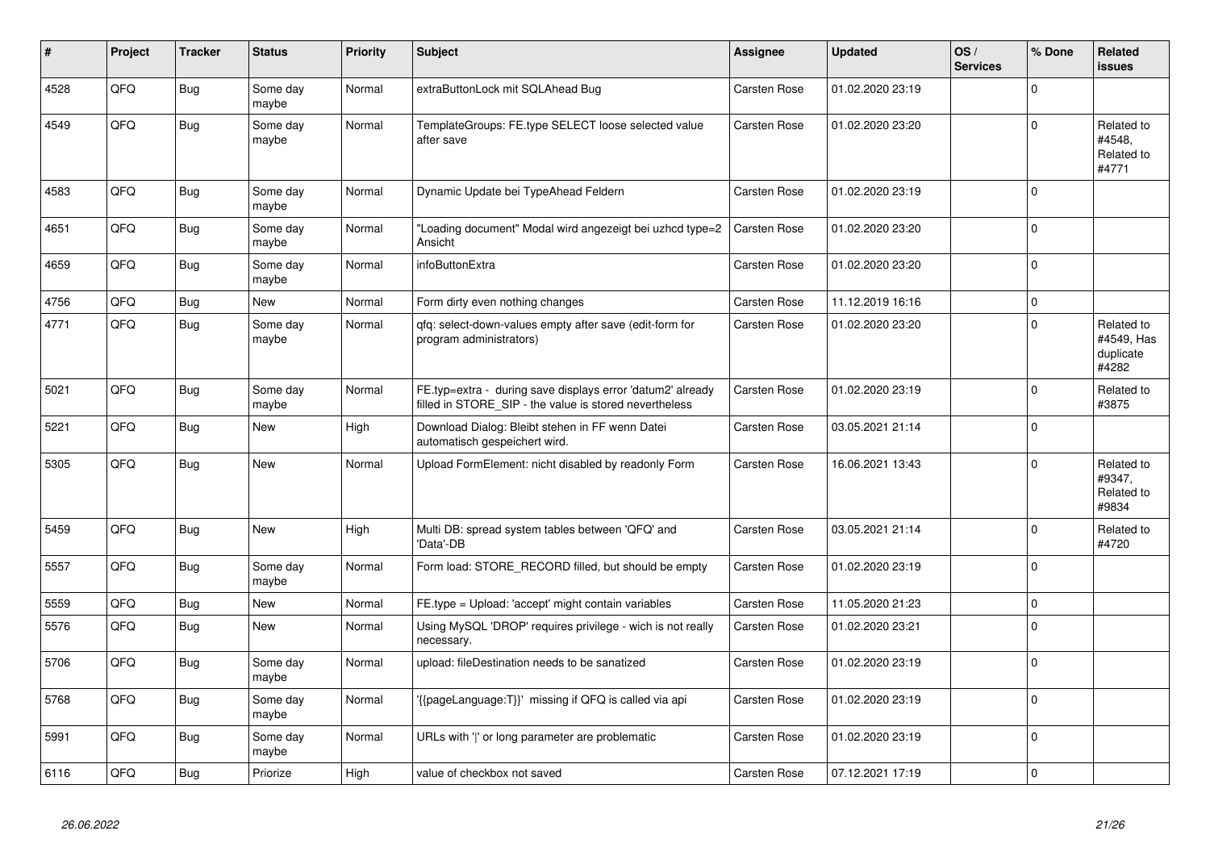| # | Project | Tracker | Status | Priority | Subject | Assignee | Updated | OS / Services | % Done | Related issues |
|---|---|---|---|---|---|---|---|---|---|---|
| 4528 | QFQ | Bug | Some day maybe | Normal | extraButtonLock mit SQLAhead Bug | Carsten Rose | 01.02.2020 23:19 | | 0 | |
| 4549 | QFQ | Bug | Some day maybe | Normal | TemplateGroups: FE.type SELECT loose selected value after save | Carsten Rose | 01.02.2020 23:20 | | 0 | Related to #4548, Related to #4771 |
| 4583 | QFQ | Bug | Some day maybe | Normal | Dynamic Update bei TypeAhead Feldern | Carsten Rose | 01.02.2020 23:19 | | 0 | |
| 4651 | QFQ | Bug | Some day maybe | Normal | "Loading document" Modal wird angezeigt bei uzhcd type=2 Ansicht | Carsten Rose | 01.02.2020 23:20 | | 0 | |
| 4659 | QFQ | Bug | Some day maybe | Normal | infoButtonExtra | Carsten Rose | 01.02.2020 23:20 | | 0 | |
| 4756 | QFQ | Bug | New | Normal | Form dirty even nothing changes | Carsten Rose | 11.12.2019 16:16 | | 0 | |
| 4771 | QFQ | Bug | Some day maybe | Normal | qfq: select-down-values empty after save (edit-form for program administrators) | Carsten Rose | 01.02.2020 23:20 | | 0 | Related to #4549, Has duplicate #4282 |
| 5021 | QFQ | Bug | Some day maybe | Normal | FE.typ=extra - during save displays error 'datum2' already filled in STORE_SIP - the value is stored nevertheless | Carsten Rose | 01.02.2020 23:19 | | 0 | Related to #3875 |
| 5221 | QFQ | Bug | New | High | Download Dialog: Bleibt stehen in FF wenn Datei automatisch gespeichert wird. | Carsten Rose | 03.05.2021 21:14 | | 0 | |
| 5305 | QFQ | Bug | New | Normal | Upload FormElement: nicht disabled by readonly Form | Carsten Rose | 16.06.2021 13:43 | | 0 | Related to #9347, Related to #9834 |
| 5459 | QFQ | Bug | New | High | Multi DB: spread system tables between 'QFQ' and 'Data'-DB | Carsten Rose | 03.05.2021 21:14 | | 0 | Related to #4720 |
| 5557 | QFQ | Bug | Some day maybe | Normal | Form load: STORE_RECORD filled, but should be empty | Carsten Rose | 01.02.2020 23:19 | | 0 | |
| 5559 | QFQ | Bug | New | Normal | FE.type = Upload: 'accept' might contain variables | Carsten Rose | 11.05.2020 21:23 | | 0 | |
| 5576 | QFQ | Bug | New | Normal | Using MySQL 'DROP' requires privilege - wich is not really necessary. | Carsten Rose | 01.02.2020 23:21 | | 0 | |
| 5706 | QFQ | Bug | Some day maybe | Normal | upload: fileDestination needs to be sanatized | Carsten Rose | 01.02.2020 23:19 | | 0 | |
| 5768 | QFQ | Bug | Some day maybe | Normal | '{{pageLanguage:T}}' missing if QFQ is called via api | Carsten Rose | 01.02.2020 23:19 | | 0 | |
| 5991 | QFQ | Bug | Some day maybe | Normal | URLs with '\|' or long parameter are problematic | Carsten Rose | 01.02.2020 23:19 | | 0 | |
| 6116 | QFQ | Bug | Priorize | High | value of checkbox not saved | Carsten Rose | 07.12.2021 17:19 | | 0 | |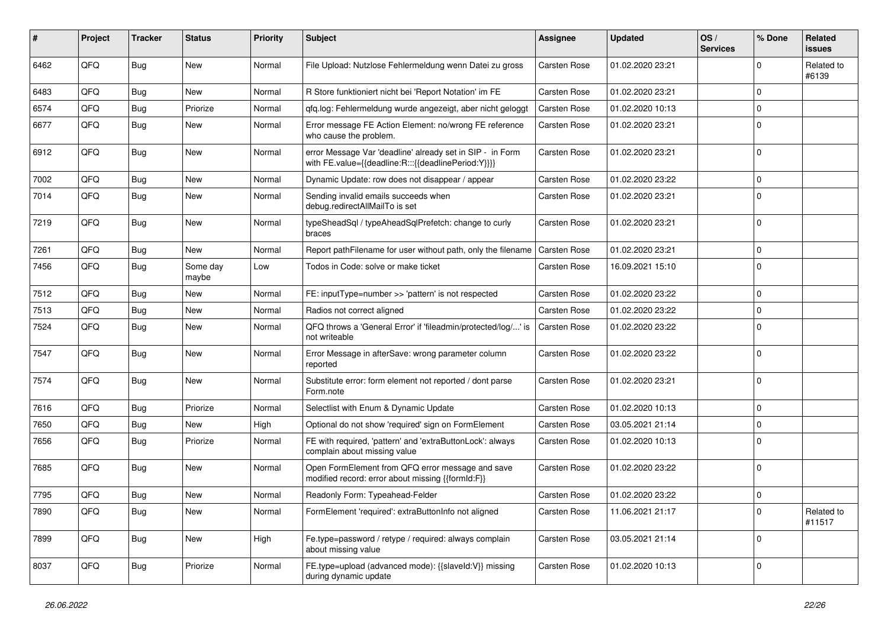| # | Project | Tracker | Status | Priority | Subject | Assignee | Updated | OS / Services | % Done | Related issues |
|---|---|---|---|---|---|---|---|---|---|---|
| 6462 | QFQ | Bug | New | Normal | File Upload: Nutzlose Fehlermeldung wenn Datei zu gross | Carsten Rose | 01.02.2020 23:21 | | 0 | Related to #6139 |
| 6483 | QFQ | Bug | New | Normal | R Store funktioniert nicht bei 'Report Notation' im FE | Carsten Rose | 01.02.2020 23:21 | | 0 | |
| 6574 | QFQ | Bug | Priorize | Normal | qfq.log: Fehlermeldung wurde angezeigt, aber nicht geloggt | Carsten Rose | 01.02.2020 10:13 | | 0 | |
| 6677 | QFQ | Bug | New | Normal | Error message FE Action Element: no/wrong FE reference who cause the problem. | Carsten Rose | 01.02.2020 23:21 | | 0 | |
| 6912 | QFQ | Bug | New | Normal | error Message Var 'deadline' already set in SIP - in Form with FE.value={{deadline:R:::{{deadlinePeriod:Y}}}} | Carsten Rose | 01.02.2020 23:21 | | 0 | |
| 7002 | QFQ | Bug | New | Normal | Dynamic Update: row does not disappear / appear | Carsten Rose | 01.02.2020 23:22 | | 0 | |
| 7014 | QFQ | Bug | New | Normal | Sending invalid emails succeeds when debug.redirectAllMailTo is set | Carsten Rose | 01.02.2020 23:21 | | 0 | |
| 7219 | QFQ | Bug | New | Normal | typeSheadSql / typeAheadSqlPrefetch: change to curly braces | Carsten Rose | 01.02.2020 23:21 | | 0 | |
| 7261 | QFQ | Bug | New | Normal | Report pathFilename for user without path, only the filename | Carsten Rose | 01.02.2020 23:21 | | 0 | |
| 7456 | QFQ | Bug | Some day maybe | Low | Todos in Code: solve or make ticket | Carsten Rose | 16.09.2021 15:10 | | 0 | |
| 7512 | QFQ | Bug | New | Normal | FE: inputType=number >> 'pattern' is not respected | Carsten Rose | 01.02.2020 23:22 | | 0 | |
| 7513 | QFQ | Bug | New | Normal | Radios not correct aligned | Carsten Rose | 01.02.2020 23:22 | | 0 | |
| 7524 | QFQ | Bug | New | Normal | QFQ throws a 'General Error' if 'fileadmin/protected/log/...' is not writeable | Carsten Rose | 01.02.2020 23:22 | | 0 | |
| 7547 | QFQ | Bug | New | Normal | Error Message in afterSave: wrong parameter column reported | Carsten Rose | 01.02.2020 23:22 | | 0 | |
| 7574 | QFQ | Bug | New | Normal | Substitute error: form element not reported / dont parse Form.note | Carsten Rose | 01.02.2020 23:21 | | 0 | |
| 7616 | QFQ | Bug | Priorize | Normal | Selectlist with Enum & Dynamic Update | Carsten Rose | 01.02.2020 10:13 | | 0 | |
| 7650 | QFQ | Bug | New | High | Optional do not show 'required' sign on FormElement | Carsten Rose | 03.05.2021 21:14 | | 0 | |
| 7656 | QFQ | Bug | Priorize | Normal | FE with required, 'pattern' and 'extraButtonLock': always complain about missing value | Carsten Rose | 01.02.2020 10:13 | | 0 | |
| 7685 | QFQ | Bug | New | Normal | Open FormElement from QFQ error message and save modified record: error about missing {{formId:F}} | Carsten Rose | 01.02.2020 23:22 | | 0 | |
| 7795 | QFQ | Bug | New | Normal | Readonly Form: Typeahead-Felder | Carsten Rose | 01.02.2020 23:22 | | 0 | |
| 7890 | QFQ | Bug | New | Normal | FormElement 'required': extraButtonInfo not aligned | Carsten Rose | 11.06.2021 21:17 | | 0 | Related to #11517 |
| 7899 | QFQ | Bug | New | High | Fe.type=password / retype / required: always complain about missing value | Carsten Rose | 03.05.2021 21:14 | | 0 | |
| 8037 | QFQ | Bug | Priorize | Normal | FE.type=upload (advanced mode): {{slaveId:V}} missing during dynamic update | Carsten Rose | 01.02.2020 10:13 | | 0 | |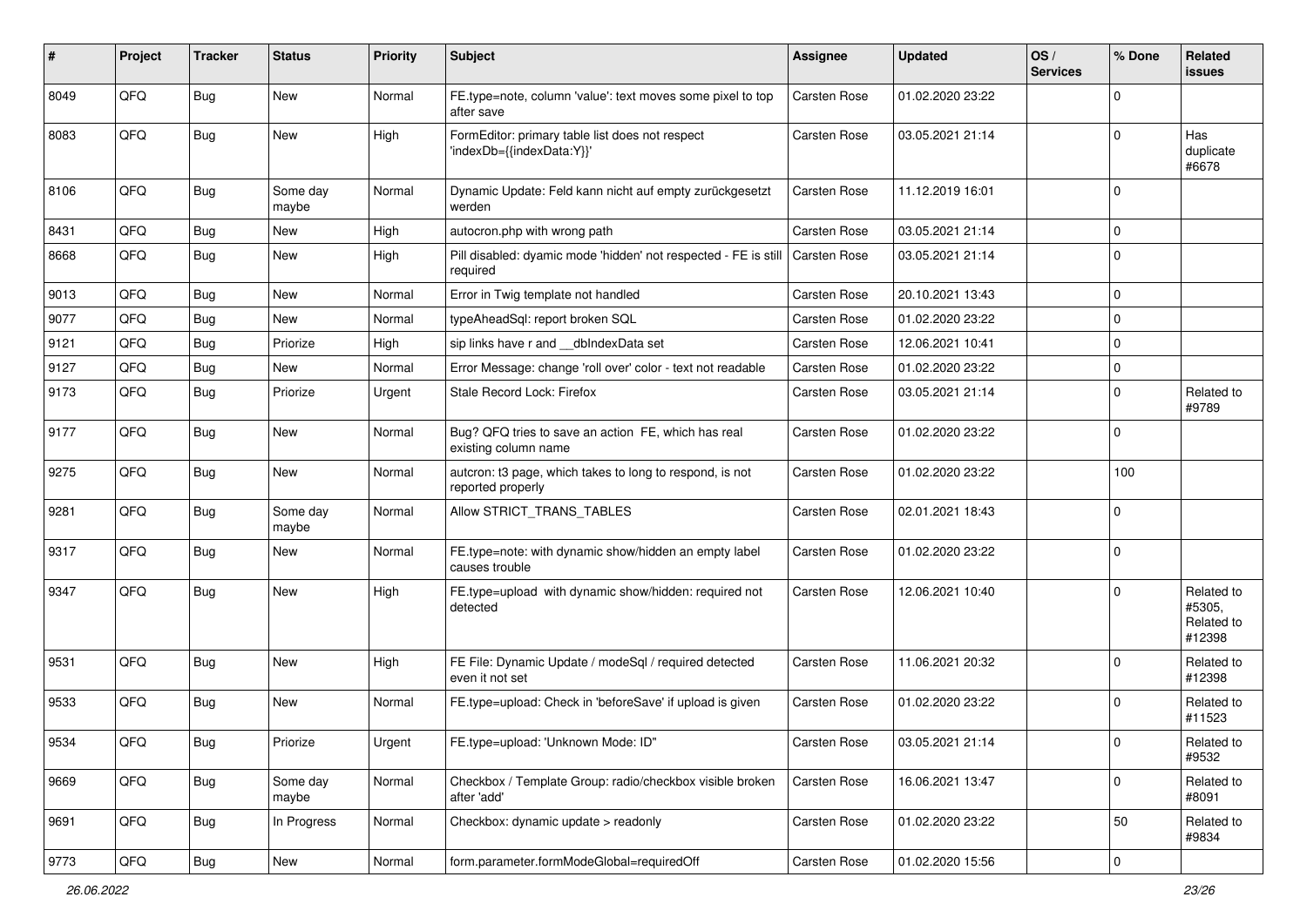| # | Project | Tracker | Status | Priority | Subject | Assignee | Updated | OS / Services | % Done | Related issues |
|---|---|---|---|---|---|---|---|---|---|---|
| 8049 | QFQ | Bug | New | Normal | FE.type=note, column 'value': text moves some pixel to top after save | Carsten Rose | 01.02.2020 23:22 | | 0 | |
| 8083 | QFQ | Bug | New | High | FormEditor: primary table list does not respect 'indexDb={{indexData:Y}}' | Carsten Rose | 03.05.2021 21:14 | | 0 | Has duplicate #6678 |
| 8106 | QFQ | Bug | Some day maybe | Normal | Dynamic Update: Feld kann nicht auf empty zurückgesetzt werden | Carsten Rose | 11.12.2019 16:01 | | 0 | |
| 8431 | QFQ | Bug | New | High | autocron.php with wrong path | Carsten Rose | 03.05.2021 21:14 | | 0 | |
| 8668 | QFQ | Bug | New | High | Pill disabled: dyamic mode 'hidden' not respected - FE is still required | Carsten Rose | 03.05.2021 21:14 | | 0 | |
| 9013 | QFQ | Bug | New | Normal | Error in Twig template not handled | Carsten Rose | 20.10.2021 13:43 | | 0 | |
| 9077 | QFQ | Bug | New | Normal | typeAheadSql: report broken SQL | Carsten Rose | 01.02.2020 23:22 | | 0 | |
| 9121 | QFQ | Bug | Priorize | High | sip links have r and __dbIndexData set | Carsten Rose | 12.06.2021 10:41 | | 0 | |
| 9127 | QFQ | Bug | New | Normal | Error Message: change 'roll over' color - text not readable | Carsten Rose | 01.02.2020 23:22 | | 0 | |
| 9173 | QFQ | Bug | Priorize | Urgent | Stale Record Lock: Firefox | Carsten Rose | 03.05.2021 21:14 | | 0 | Related to #9789 |
| 9177 | QFQ | Bug | New | Normal | Bug? QFQ tries to save an action FE, which has real existing column name | Carsten Rose | 01.02.2020 23:22 | | 0 | |
| 9275 | QFQ | Bug | New | Normal | autcron: t3 page, which takes to long to respond, is not reported properly | Carsten Rose | 01.02.2020 23:22 | | 100 | |
| 9281 | QFQ | Bug | Some day maybe | Normal | Allow STRICT_TRANS_TABLES | Carsten Rose | 02.01.2021 18:43 | | 0 | |
| 9317 | QFQ | Bug | New | Normal | FE.type=note: with dynamic show/hidden an empty label causes trouble | Carsten Rose | 01.02.2020 23:22 | | 0 | |
| 9347 | QFQ | Bug | New | High | FE.type=upload with dynamic show/hidden: required not detected | Carsten Rose | 12.06.2021 10:40 | | 0 | Related to #5305, Related to #12398 |
| 9531 | QFQ | Bug | New | High | FE File: Dynamic Update / modeSql / required detected even it not set | Carsten Rose | 11.06.2021 20:32 | | 0 | Related to #12398 |
| 9533 | QFQ | Bug | New | Normal | FE.type=upload: Check in 'beforeSave' if upload is given | Carsten Rose | 01.02.2020 23:22 | | 0 | Related to #11523 |
| 9534 | QFQ | Bug | Priorize | Urgent | FE.type=upload: 'Unknown Mode: ID" | Carsten Rose | 03.05.2021 21:14 | | 0 | Related to #9532 |
| 9669 | QFQ | Bug | Some day maybe | Normal | Checkbox / Template Group: radio/checkbox visible broken after 'add' | Carsten Rose | 16.06.2021 13:47 | | 0 | Related to #8091 |
| 9691 | QFQ | Bug | In Progress | Normal | Checkbox: dynamic update > readonly | Carsten Rose | 01.02.2020 23:22 | | 50 | Related to #9834 |
| 9773 | QFQ | Bug | New | Normal | form.parameter.formModeGlobal=requiredOff | Carsten Rose | 01.02.2020 15:56 | | 0 | |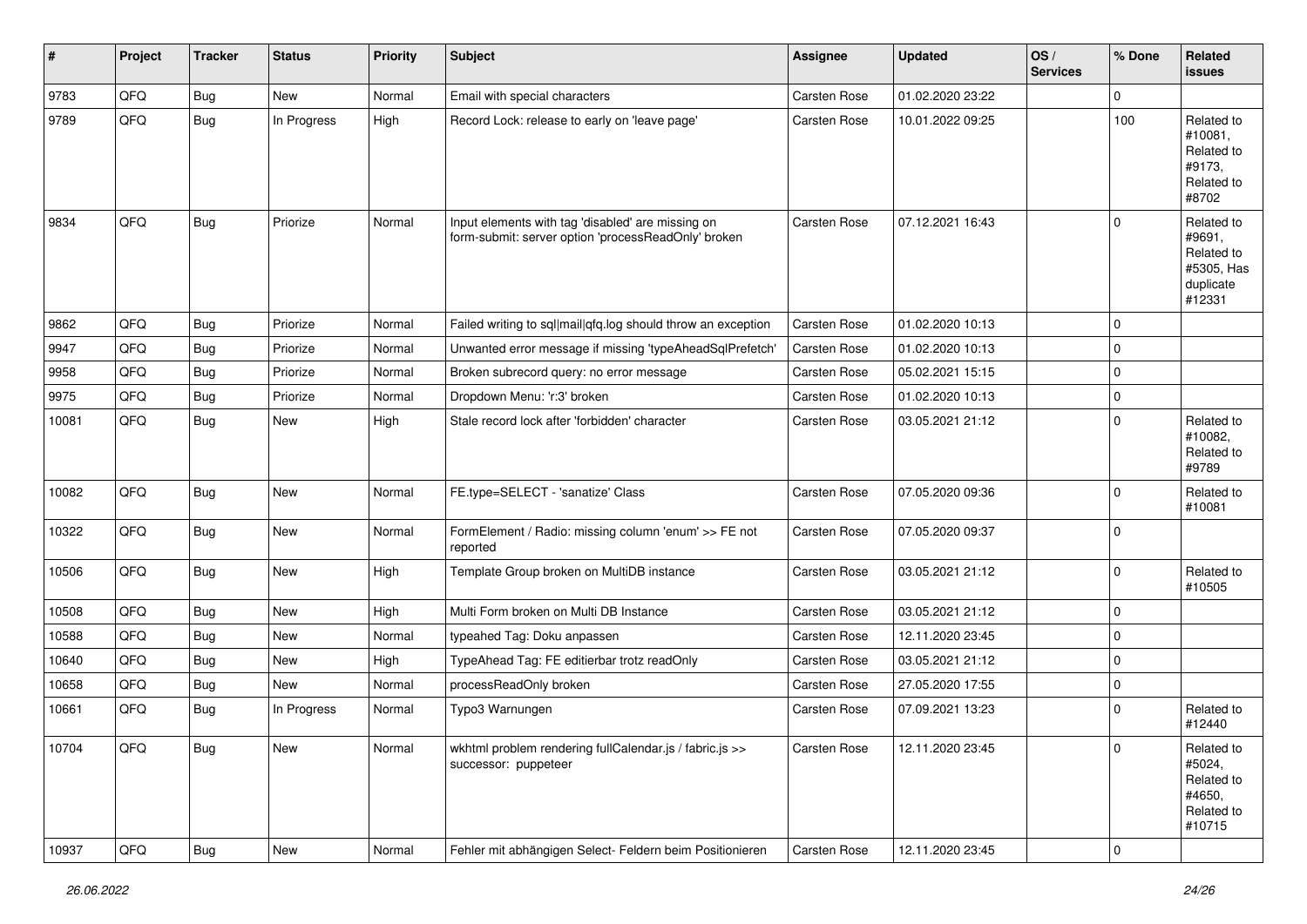| # | Project | Tracker | Status | Priority | Subject | Assignee | Updated | OS / Services | % Done | Related issues |
|---|---|---|---|---|---|---|---|---|---|---|
| 9783 | QFQ | Bug | New | Normal | Email with special characters | Carsten Rose | 01.02.2020 23:22 | | 0 | |
| 9789 | QFQ | Bug | In Progress | High | Record Lock: release to early on 'leave page' | Carsten Rose | 10.01.2022 09:25 | | 100 | Related to #10081, Related to #9173, Related to #8702 |
| 9834 | QFQ | Bug | Priorize | Normal | Input elements with tag 'disabled' are missing on form-submit: server option 'processReadOnly' broken | Carsten Rose | 07.12.2021 16:43 | | 0 | Related to #9691, Related to #5305, Has duplicate #12331 |
| 9862 | QFQ | Bug | Priorize | Normal | Failed writing to sql\|mail\|qfq.log should throw an exception | Carsten Rose | 01.02.2020 10:13 | | 0 | |
| 9947 | QFQ | Bug | Priorize | Normal | Unwanted error message if missing 'typeAheadSqlPrefetch' | Carsten Rose | 01.02.2020 10:13 | | 0 | |
| 9958 | QFQ | Bug | Priorize | Normal | Broken subrecord query: no error message | Carsten Rose | 05.02.2021 15:15 | | 0 | |
| 9975 | QFQ | Bug | Priorize | Normal | Dropdown Menu: 'r:3' broken | Carsten Rose | 01.02.2020 10:13 | | 0 | |
| 10081 | QFQ | Bug | New | High | Stale record lock after 'forbidden' character | Carsten Rose | 03.05.2021 21:12 | | 0 | Related to #10082, Related to #9789 |
| 10082 | QFQ | Bug | New | Normal | FE.type=SELECT - 'sanatize' Class | Carsten Rose | 07.05.2020 09:36 | | 0 | Related to #10081 |
| 10322 | QFQ | Bug | New | Normal | FormElement / Radio: missing column 'enum' >> FE not reported | Carsten Rose | 07.05.2020 09:37 | | 0 | |
| 10506 | QFQ | Bug | New | High | Template Group broken on MultiDB instance | Carsten Rose | 03.05.2021 21:12 | | 0 | Related to #10505 |
| 10508 | QFQ | Bug | New | High | Multi Form broken on Multi DB Instance | Carsten Rose | 03.05.2021 21:12 | | 0 | |
| 10588 | QFQ | Bug | New | Normal | typeahed Tag: Doku anpassen | Carsten Rose | 12.11.2020 23:45 | | 0 | |
| 10640 | QFQ | Bug | New | High | TypeAhead Tag: FE editierbar trotz readOnly | Carsten Rose | 03.05.2021 21:12 | | 0 | |
| 10658 | QFQ | Bug | New | Normal | processReadOnly broken | Carsten Rose | 27.05.2020 17:55 | | 0 | |
| 10661 | QFQ | Bug | In Progress | Normal | Typo3 Warnungen | Carsten Rose | 07.09.2021 13:23 | | 0 | Related to #12440 |
| 10704 | QFQ | Bug | New | Normal | wkhtml problem rendering fullCalendar.js / fabric.js >> successor: puppeteer | Carsten Rose | 12.11.2020 23:45 | | 0 | Related to #5024, Related to #4650, Related to #10715 |
| 10937 | QFQ | Bug | New | Normal | Fehler mit abhängigen Select- Feldern beim Positionieren | Carsten Rose | 12.11.2020 23:45 | | 0 | |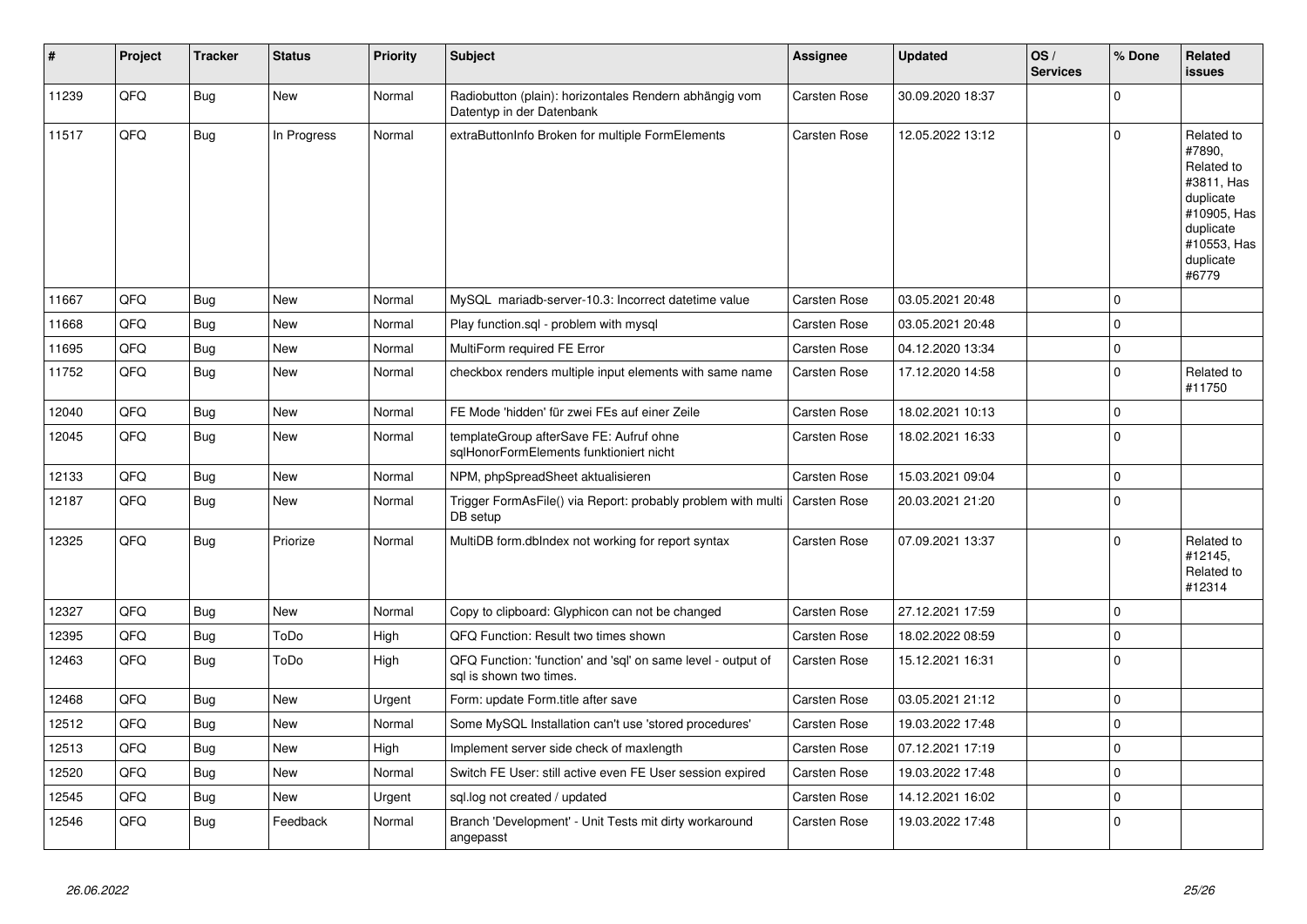| # | Project | Tracker | Status | Priority | Subject | Assignee | Updated | OS / Services | % Done | Related issues |
|---|---|---|---|---|---|---|---|---|---|---|
| 11239 | QFQ | Bug | New | Normal | Radiobutton (plain): horizontales Rendern abhängig vom Datentyp in der Datenbank | Carsten Rose | 30.09.2020 18:37 | | 0 | |
| 11517 | QFQ | Bug | In Progress | Normal | extraButtonInfo Broken for multiple FormElements | Carsten Rose | 12.05.2022 13:12 | | 0 | Related to #7890, Related to #3811, Has duplicate #10905, Has duplicate #10553, Has duplicate #6779 |
| 11667 | QFQ | Bug | New | Normal | MySQL mariadb-server-10.3: Incorrect datetime value | Carsten Rose | 03.05.2021 20:48 | | 0 | |
| 11668 | QFQ | Bug | New | Normal | Play function.sql - problem with mysql | Carsten Rose | 03.05.2021 20:48 | | 0 | |
| 11695 | QFQ | Bug | New | Normal | MultiForm required FE Error | Carsten Rose | 04.12.2020 13:34 | | 0 | |
| 11752 | QFQ | Bug | New | Normal | checkbox renders multiple input elements with same name | Carsten Rose | 17.12.2020 14:58 | | 0 | Related to #11750 |
| 12040 | QFQ | Bug | New | Normal | FE Mode 'hidden' für zwei FEs auf einer Zeile | Carsten Rose | 18.02.2021 10:13 | | 0 | |
| 12045 | QFQ | Bug | New | Normal | templateGroup afterSave FE: Aufruf ohne sqlHonorFormElements funktioniert nicht | Carsten Rose | 18.02.2021 16:33 | | 0 | |
| 12133 | QFQ | Bug | New | Normal | NPM, phpSpreadSheet aktualisieren | Carsten Rose | 15.03.2021 09:04 | | 0 | |
| 12187 | QFQ | Bug | New | Normal | Trigger FormAsFile() via Report: probably problem with multi DB setup | Carsten Rose | 20.03.2021 21:20 | | 0 | |
| 12325 | QFQ | Bug | Priorize | Normal | MultiDB form.dbIndex not working for report syntax | Carsten Rose | 07.09.2021 13:37 | | 0 | Related to #12145, Related to #12314 |
| 12327 | QFQ | Bug | New | Normal | Copy to clipboard: Glyphicon can not be changed | Carsten Rose | 27.12.2021 17:59 | | 0 | |
| 12395 | QFQ | Bug | ToDo | High | QFQ Function: Result two times shown | Carsten Rose | 18.02.2022 08:59 | | 0 | |
| 12463 | QFQ | Bug | ToDo | High | QFQ Function: 'function' and 'sql' on same level - output of sql is shown two times. | Carsten Rose | 15.12.2021 16:31 | | 0 | |
| 12468 | QFQ | Bug | New | Urgent | Form: update Form.title after save | Carsten Rose | 03.05.2021 21:12 | | 0 | |
| 12512 | QFQ | Bug | New | Normal | Some MySQL Installation can't use 'stored procedures' | Carsten Rose | 19.03.2022 17:48 | | 0 | |
| 12513 | QFQ | Bug | New | High | Implement server side check of maxlength | Carsten Rose | 07.12.2021 17:19 | | 0 | |
| 12520 | QFQ | Bug | New | Normal | Switch FE User: still active even FE User session expired | Carsten Rose | 19.03.2022 17:48 | | 0 | |
| 12545 | QFQ | Bug | New | Urgent | sql.log not created / updated | Carsten Rose | 14.12.2021 16:02 | | 0 | |
| 12546 | QFQ | Bug | Feedback | Normal | Branch 'Development' - Unit Tests mit dirty workaround angepasst | Carsten Rose | 19.03.2022 17:48 | | 0 | |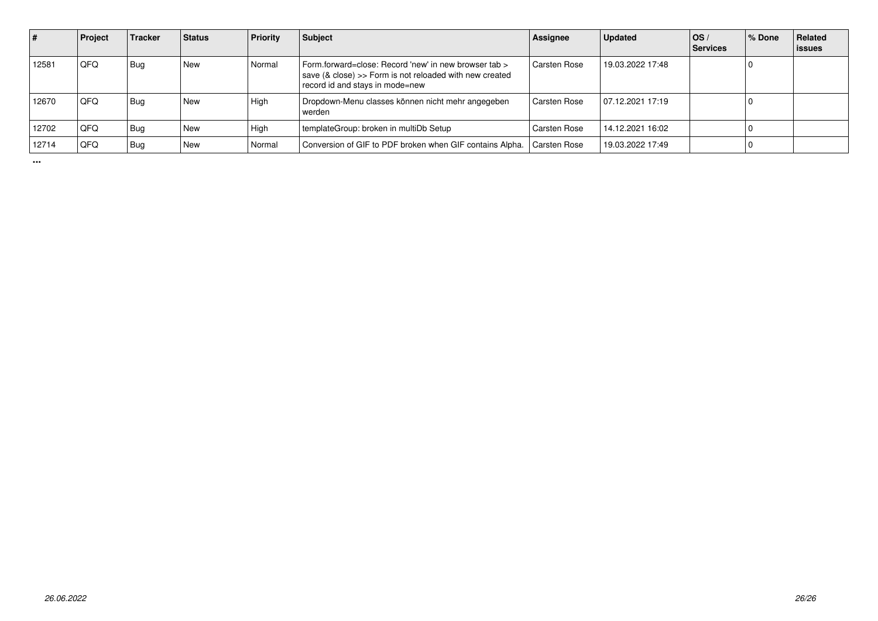| # | Project | Tracker | Status | Priority | Subject | Assignee | Updated | OS / Services | % Done | Related issues |
|---|---|---|---|---|---|---|---|---|---|---|
| 12581 | QFQ | Bug | New | Normal | Form.forward=close: Record 'new' in new browser tab > save (& close) >> Form is not reloaded with new created record id and stays in mode=new | Carsten Rose | 19.03.2022 17:48 | | 0 | |
| 12670 | QFQ | Bug | New | High | Dropdown-Menu classes können nicht mehr angegeben werden | Carsten Rose | 07.12.2021 17:19 | | 0 | |
| 12702 | QFQ | Bug | New | High | templateGroup: broken in multiDb Setup | Carsten Rose | 14.12.2021 16:02 | | 0 | |
| 12714 | QFQ | Bug | New | Normal | Conversion of GIF to PDF broken when GIF contains Alpha. | Carsten Rose | 19.03.2022 17:49 | | 0 | |

...